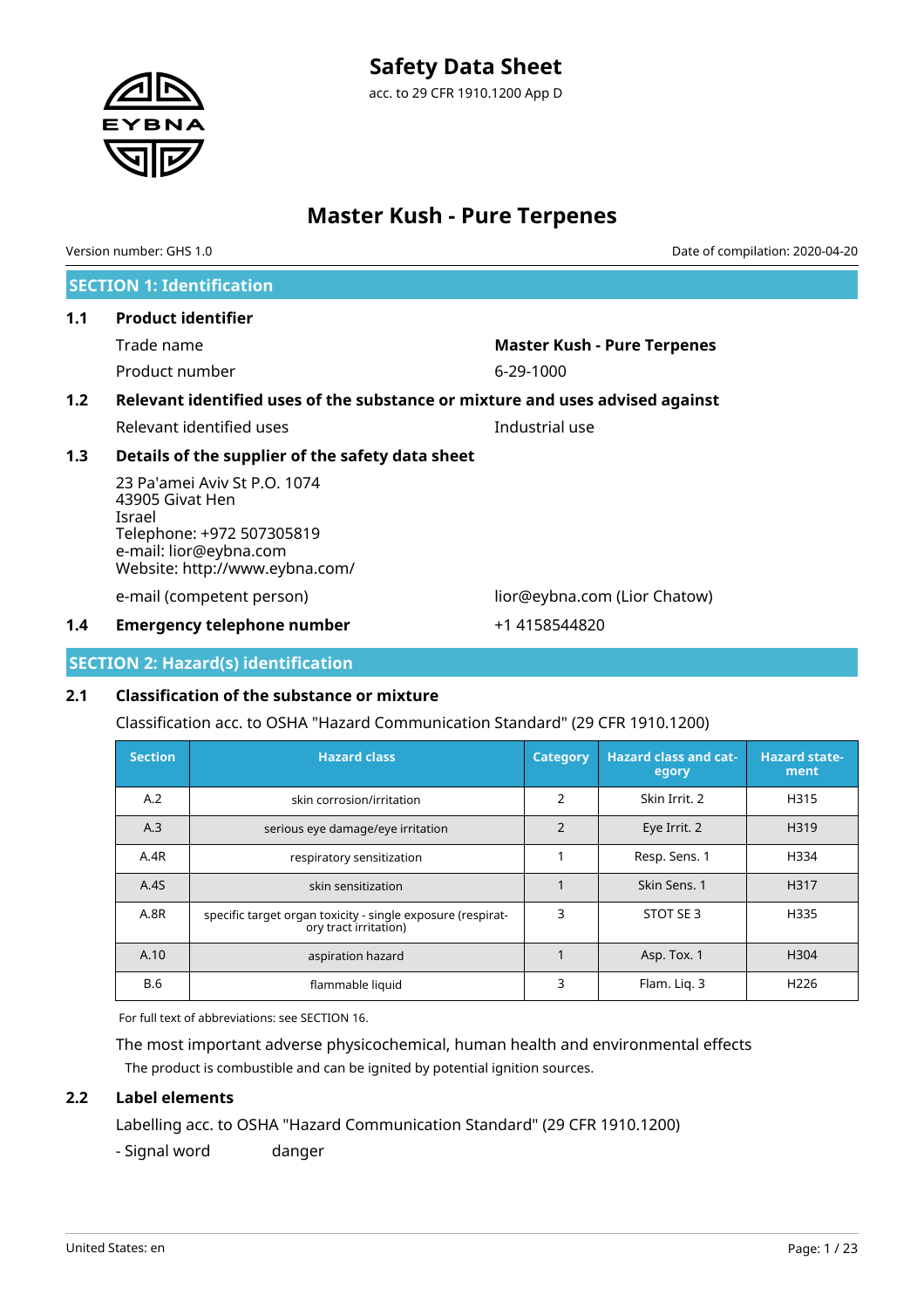# Safety Data Sheet

acc. to 29 CFR 1910.1200 App D

## Master Kush - Pure Terpenes

Version number: GHS 1.0

Date of compilation: 2020-04-20

## SECTION 1: Identification

### 1.1 Product identifier

Trade name: **Master Kush - Pure Terpenes**

Product number: 6-29-1000

### 1.2 Relevant identified uses of the substance or mixture and uses advised against

Relevant identified uses: Industrial use

### 1.3 Details of the supplier of the safety data sheet

23 Pa'amei Aviv St P.O. 1074
43905 Givat Hen
Israel
Telephone: +972 507305819
e-mail: lior@eybna.com
Website: http://www.eybna.com/

e-mail (competent person): lior@eybna.com (Lior Chatow)

### 1.4 Emergency telephone number

+1 4158544820

## SECTION 2: Hazard(s) identification

### 2.1 Classification of the substance or mixture

Classification acc. to OSHA "Hazard Communication Standard" (29 CFR 1910.1200)

| Section | Hazard class | Category | Hazard class and category | Hazard statement |
|---|---|---|---|---|
| A.2 | skin corrosion/irritation | 2 | Skin Irrit. 2 | H315 |
| A.3 | serious eye damage/eye irritation | 2 | Eye Irrit. 2 | H319 |
| A.4R | respiratory sensitization | 1 | Resp. Sens. 1 | H334 |
| A.4S | skin sensitization | 1 | Skin Sens. 1 | H317 |
| A.8R | specific target organ toxicity - single exposure (respiratory tract irritation) | 3 | STOT SE 3 | H335 |
| A.10 | aspiration hazard | 1 | Asp. Tox. 1 | H304 |
| B.6 | flammable liquid | 3 | Flam. Liq. 3 | H226 |

For full text of abbreviations: see SECTION 16.

The most important adverse physicochemical, human health and environmental effects

The product is combustible and can be ignited by potential ignition sources.

### 2.2 Label elements

Labelling acc. to OSHA "Hazard Communication Standard" (29 CFR 1910.1200)

- Signal word: danger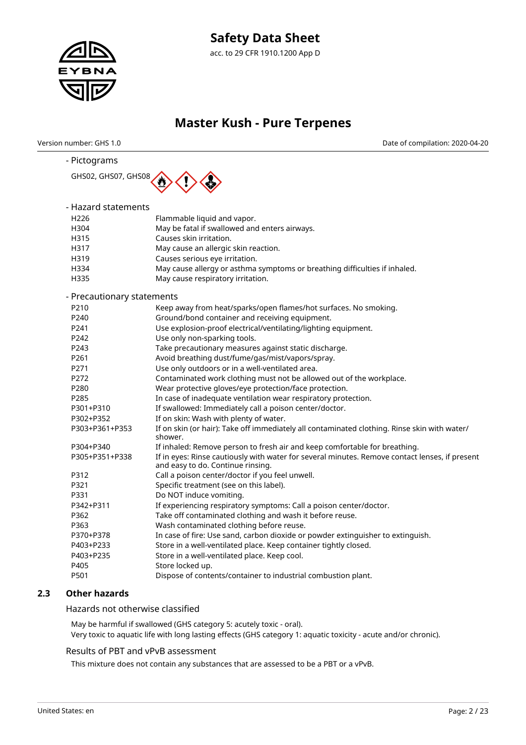- Pictograms

GHS02, GHS07, GHS08

- Hazard statements

| | |
|---|---|
| H226 | Flammable liquid and vapor. |
| H304 | May be fatal if swallowed and enters airways. |
| H315 | Causes skin irritation. |
| H317 | May cause an allergic skin reaction. |
| H319 | Causes serious eye irritation. |
| H334 | May cause allergy or asthma symptoms or breathing difficulties if inhaled. |
| H335 | May cause respiratory irritation. |

- Precautionary statements

| | |
|---|---|
| P210 | Keep away from heat/sparks/open flames/hot surfaces. No smoking. |
| P240 | Ground/bond container and receiving equipment. |
| P241 | Use explosion-proof electrical/ventilating/lighting equipment. |
| P242 | Use only non-sparking tools. |
| P243 | Take precautionary measures against static discharge. |
| P261 | Avoid breathing dust/fume/gas/mist/vapors/spray. |
| P271 | Use only outdoors or in a well-ventilated area. |
| P272 | Contaminated work clothing must not be allowed out of the workplace. |
| P280 | Wear protective gloves/eye protection/face protection. |
| P285 | In case of inadequate ventilation wear respiratory protection. |
| P301+P310 | If swallowed: Immediately call a poison center/doctor. |
| P302+P352 | If on skin: Wash with plenty of water. |
| P303+P361+P353 | If on skin (or hair): Take off immediately all contaminated clothing. Rinse skin with water/shower. |
| P304+P340 | If inhaled: Remove person to fresh air and keep comfortable for breathing. |
| P305+P351+P338 | If in eyes: Rinse cautiously with water for several minutes. Remove contact lenses, if present and easy to do. Continue rinsing. |
| P312 | Call a poison center/doctor if you feel unwell. |
| P321 | Specific treatment (see on this label). |
| P331 | Do NOT induce vomiting. |
| P342+P311 | If experiencing respiratory symptoms: Call a poison center/doctor. |
| P362 | Take off contaminated clothing and wash it before reuse. |
| P363 | Wash contaminated clothing before reuse. |
| P370+P378 | In case of fire: Use sand, carbon dioxide or powder extinguisher to extinguish. |
| P403+P233 | Store in a well-ventilated place. Keep container tightly closed. |
| P403+P235 | Store in a well-ventilated place. Keep cool. |
| P405 | Store locked up. |
| P501 | Dispose of contents/container to industrial combustion plant. |

## 2.3 Other hazards

### Hazards not otherwise classified

May be harmful if swallowed (GHS category 5: acutely toxic - oral).
Very toxic to aquatic life with long lasting effects (GHS category 1: aquatic toxicity - acute and/or chronic).

### Results of PBT and vPvB assessment

This mixture does not contain any substances that are assessed to be a PBT or a vPvB.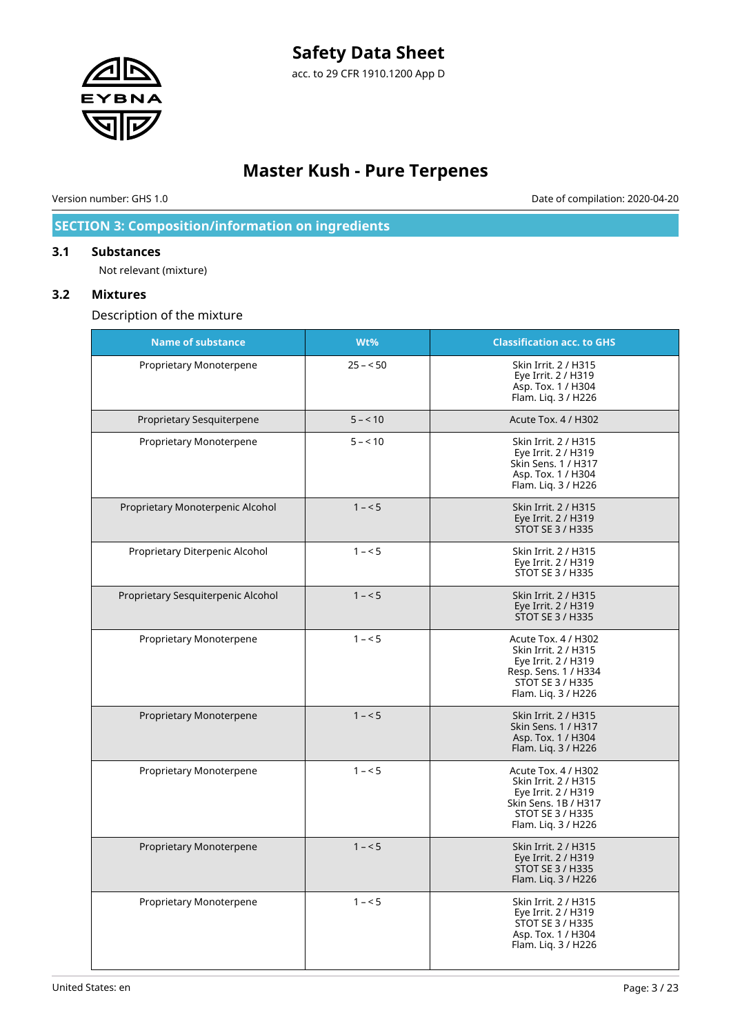## SECTION 3: Composition/information on ingredients

### 3.1 Substances

Not relevant (mixture)

### 3.2 Mixtures

Description of the mixture

| Name of substance | Wt% | Classification acc. to GHS |
|---|---|---|
| Proprietary Monoterpene | 25 – < 50 | Skin Irrit. 2 / H315<br>Eye Irrit. 2 / H319<br>Asp. Tox. 1 / H304<br>Flam. Liq. 3 / H226 |
| Proprietary Sesquiterpene | 5 – < 10 | Acute Tox. 4 / H302 |
| Proprietary Monoterpene | 5 – < 10 | Skin Irrit. 2 / H315<br>Eye Irrit. 2 / H319<br>Skin Sens. 1 / H317<br>Asp. Tox. 1 / H304<br>Flam. Liq. 3 / H226 |
| Proprietary Monoterpenic Alcohol | 1 – < 5 | Skin Irrit. 2 / H315<br>Eye Irrit. 2 / H319<br>STOT SE 3 / H335 |
| Proprietary Diterpenic Alcohol | 1 – < 5 | Skin Irrit. 2 / H315<br>Eye Irrit. 2 / H319<br>STOT SE 3 / H335 |
| Proprietary Sesquiterpenic Alcohol | 1 – < 5 | Skin Irrit. 2 / H315<br>Eye Irrit. 2 / H319<br>STOT SE 3 / H335 |
| Proprietary Monoterpene | 1 – < 5 | Acute Tox. 4 / H302<br>Skin Irrit. 2 / H315<br>Eye Irrit. 2 / H319<br>Resp. Sens. 1 / H334<br>STOT SE 3 / H335<br>Flam. Liq. 3 / H226 |
| Proprietary Monoterpene | 1 – < 5 | Skin Irrit. 2 / H315<br>Skin Sens. 1 / H317<br>Asp. Tox. 1 / H304<br>Flam. Liq. 3 / H226 |
| Proprietary Monoterpene | 1 – < 5 | Acute Tox. 4 / H302<br>Skin Irrit. 2 / H315<br>Eye Irrit. 2 / H319<br>Skin Sens. 1B / H317<br>STOT SE 3 / H335<br>Flam. Liq. 3 / H226 |
| Proprietary Monoterpene | 1 – < 5 | Skin Irrit. 2 / H315<br>Eye Irrit. 2 / H319<br>STOT SE 3 / H335<br>Flam. Liq. 3 / H226 |
| Proprietary Monoterpene | 1 – < 5 | Skin Irrit. 2 / H315<br>Eye Irrit. 2 / H319<br>STOT SE 3 / H335<br>Asp. Tox. 1 / H304<br>Flam. Liq. 3 / H226 |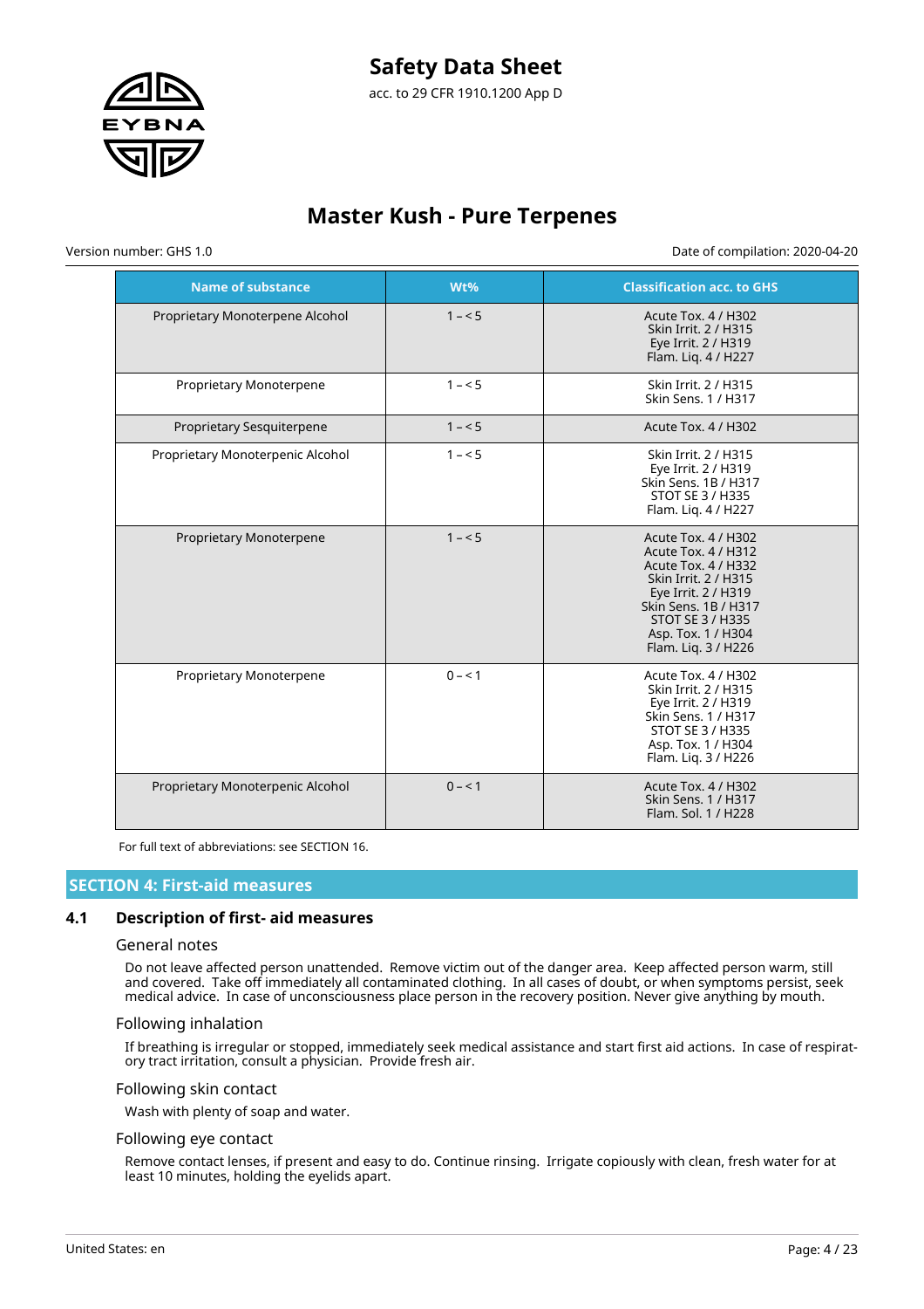| Name of substance | Wt% | Classification acc. to GHS |
| --- | --- | --- |
| Proprietary Monoterpene Alcohol | 1 – < 5 | Acute Tox. 4 / H302<br>Skin Irrit. 2 / H315<br>Eye Irrit. 2 / H319<br>Flam. Liq. 4 / H227 |
| Proprietary Monoterpene | 1 – < 5 | Skin Irrit. 2 / H315<br>Skin Sens. 1 / H317 |
| Proprietary Sesquiterpene | 1 – < 5 | Acute Tox. 4 / H302 |
| Proprietary Monoterpenic Alcohol | 1 – < 5 | Skin Irrit. 2 / H315<br>Eye Irrit. 2 / H319<br>Skin Sens. 1B / H317<br>STOT SE 3 / H335<br>Flam. Liq. 4 / H227 |
| Proprietary Monoterpene | 1 – < 5 | Acute Tox. 4 / H302<br>Acute Tox. 4 / H312<br>Acute Tox. 4 / H332<br>Skin Irrit. 2 / H315<br>Eye Irrit. 2 / H319<br>Skin Sens. 1B / H317<br>STOT SE 3 / H335<br>Asp. Tox. 1 / H304<br>Flam. Liq. 3 / H226 |
| Proprietary Monoterpene | 0 – < 1 | Acute Tox. 4 / H302<br>Skin Irrit. 2 / H315<br>Eye Irrit. 2 / H319<br>Skin Sens. 1 / H317<br>STOT SE 3 / H335<br>Asp. Tox. 1 / H304<br>Flam. Liq. 3 / H226 |
| Proprietary Monoterpenic Alcohol | 0 – < 1 | Acute Tox. 4 / H302<br>Skin Sens. 1 / H317<br>Flam. Sol. 1 / H228 |

For full text of abbreviations: see SECTION 16.

## SECTION 4: First-aid measures

### 4.1 Description of first- aid measures

#### General notes

Do not leave affected person unattended. Remove victim out of the danger area. Keep affected person warm, still and covered. Take off immediately all contaminated clothing. In all cases of doubt, or when symptoms persist, seek medical advice. In case of unconsciousness place person in the recovery position. Never give anything by mouth.

#### Following inhalation

If breathing is irregular or stopped, immediately seek medical assistance and start first aid actions. In case of respiratory tract irritation, consult a physician. Provide fresh air.

#### Following skin contact

Wash with plenty of soap and water.

#### Following eye contact

Remove contact lenses, if present and easy to do. Continue rinsing. Irrigate copiously with clean, fresh water for at least 10 minutes, holding the eyelids apart.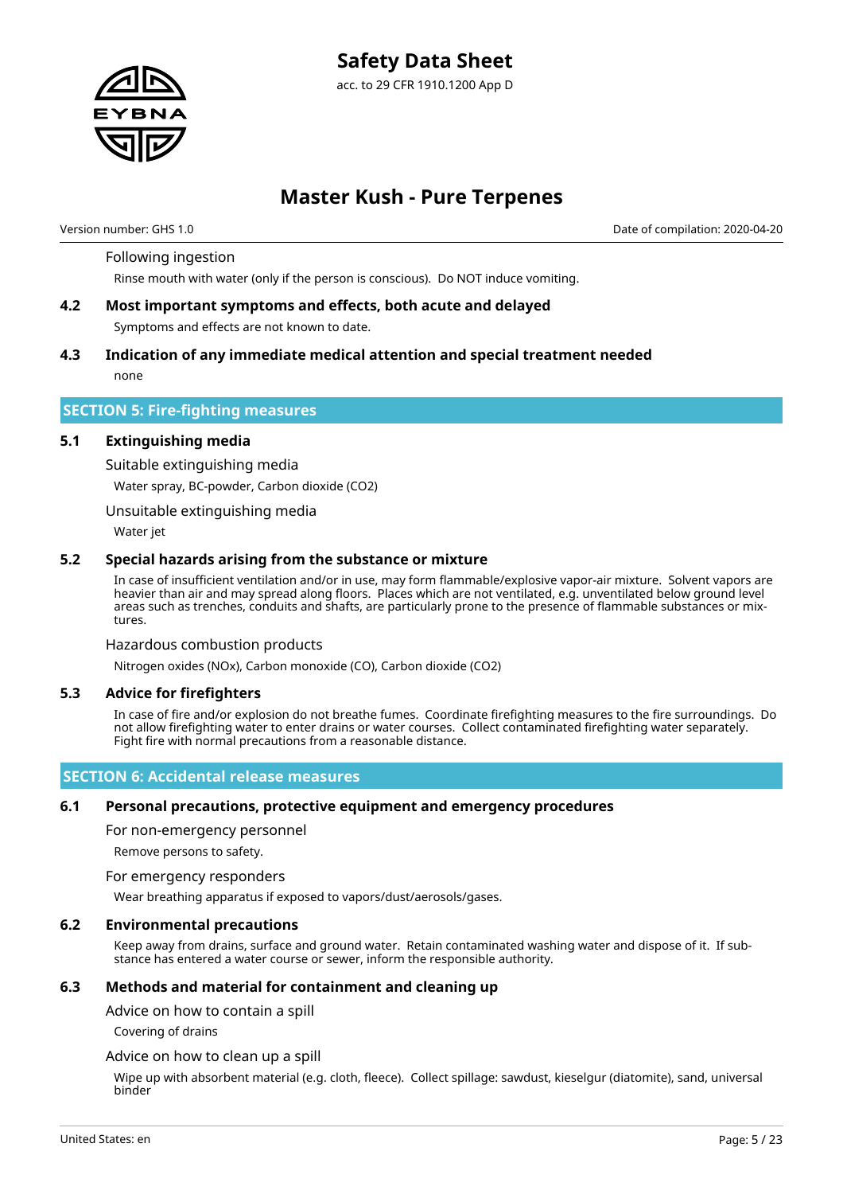Following ingestion

Rinse mouth with water (only if the person is conscious). Do NOT induce vomiting.

### 4.2 Most important symptoms and effects, both acute and delayed

Symptoms and effects are not known to date.

### 4.3 Indication of any immediate medical attention and special treatment needed

none

## SECTION 5: Fire-fighting measures

### 5.1 Extinguishing media

Suitable extinguishing media

Water spray, BC-powder, Carbon dioxide ($CO_2$)

Unsuitable extinguishing media

Water jet

### 5.2 Special hazards arising from the substance or mixture

In case of insufficient ventilation and/or in use, may form flammable/explosive vapor-air mixture. Solvent vapors are heavier than air and may spread along floors. Places which are not ventilated, e.g. unventilated below ground level areas such as trenches, conduits and shafts, are particularly prone to the presence of flammable substances or mixtures.

Hazardous combustion products

Nitrogen oxides (NOx), Carbon monoxide (CO), Carbon dioxide ($CO_2$)

### 5.3 Advice for firefighters

In case of fire and/or explosion do not breathe fumes. Coordinate firefighting measures to the fire surroundings. Do not allow firefighting water to enter drains or water courses. Collect contaminated firefighting water separately. Fight fire with normal precautions from a reasonable distance.

## SECTION 6: Accidental release measures

### 6.1 Personal precautions, protective equipment and emergency procedures

For non-emergency personnel

Remove persons to safety.

For emergency responders

Wear breathing apparatus if exposed to vapors/dust/aerosols/gases.

### 6.2 Environmental precautions

Keep away from drains, surface and ground water. Retain contaminated washing water and dispose of it. If substance has entered a water course or sewer, inform the responsible authority.

### 6.3 Methods and material for containment and cleaning up

Advice on how to contain a spill

Covering of drains

Advice on how to clean up a spill

Wipe up with absorbent material (e.g. cloth, fleece). Collect spillage: sawdust, kieselgur (diatomite), sand, universal binder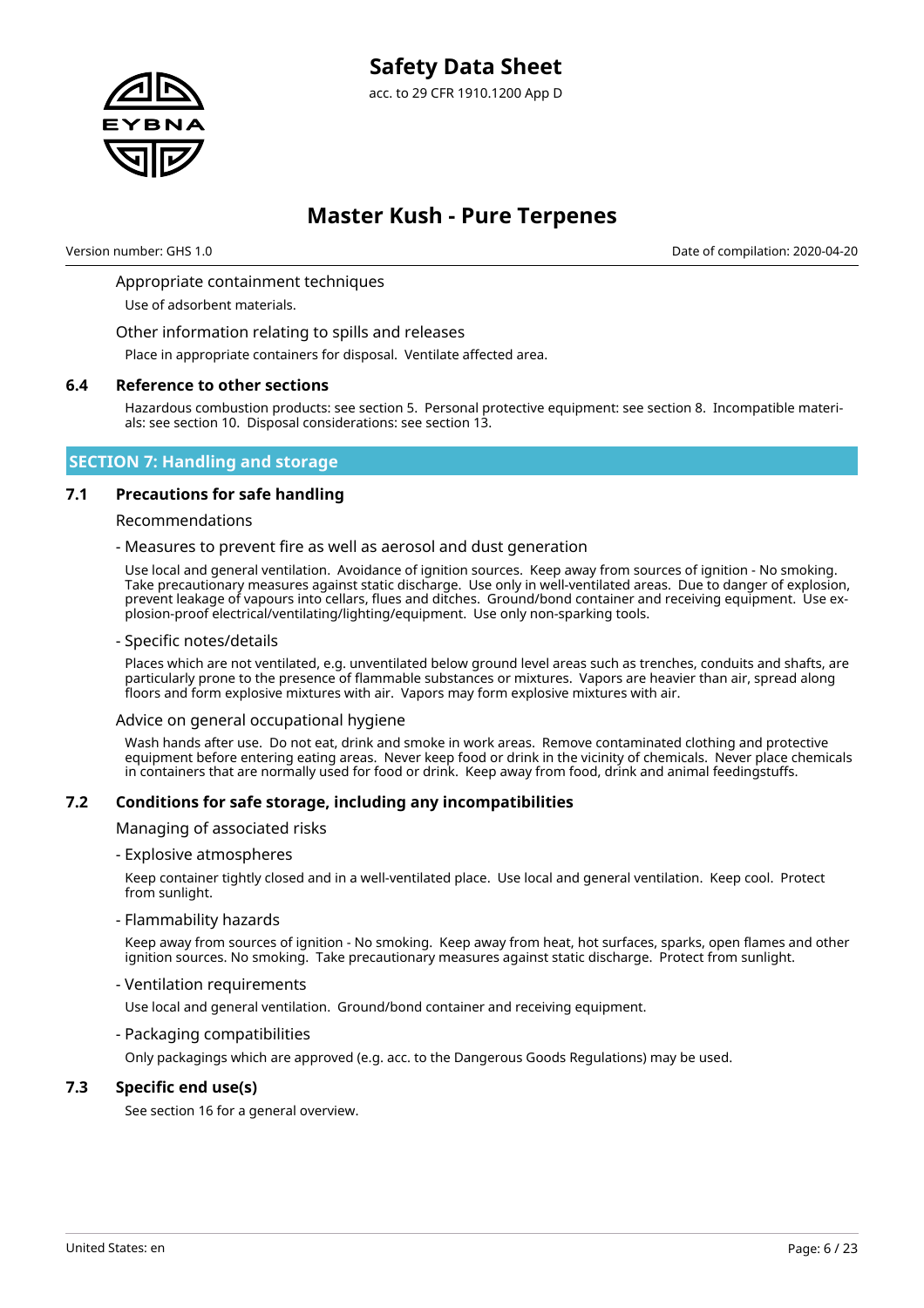Appropriate containment techniques

Use of adsorbent materials.

Other information relating to spills and releases

Place in appropriate containers for disposal. Ventilate affected area.

### 6.4 Reference to other sections

Hazardous combustion products: see section 5. Personal protective equipment: see section 8. Incompatible materials: see section 10. Disposal considerations: see section 13.

## SECTION 7: Handling and storage

### 7.1 Precautions for safe handling

Recommendations

- Measures to prevent fire as well as aerosol and dust generation

Use local and general ventilation. Avoidance of ignition sources. Keep away from sources of ignition - No smoking. Take precautionary measures against static discharge. Use only in well-ventilated areas. Due to danger of explosion, prevent leakage of vapours into cellars, flues and ditches. Ground/bond container and receiving equipment. Use explosion-proof electrical/ventilating/lighting/equipment. Use only non-sparking tools.

- Specific notes/details

Places which are not ventilated, e.g. unventilated below ground level areas such as trenches, conduits and shafts, are particularly prone to the presence of flammable substances or mixtures. Vapors are heavier than air, spread along floors and form explosive mixtures with air. Vapors may form explosive mixtures with air.

Advice on general occupational hygiene

Wash hands after use. Do not eat, drink and smoke in work areas. Remove contaminated clothing and protective equipment before entering eating areas. Never keep food or drink in the vicinity of chemicals. Never place chemicals in containers that are normally used for food or drink. Keep away from food, drink and animal feedingstuffs.

### 7.2 Conditions for safe storage, including any incompatibilities

Managing of associated risks

- Explosive atmospheres

Keep container tightly closed and in a well-ventilated place. Use local and general ventilation. Keep cool. Protect from sunlight.

- Flammability hazards

Keep away from sources of ignition - No smoking. Keep away from heat, hot surfaces, sparks, open flames and other ignition sources. No smoking. Take precautionary measures against static discharge. Protect from sunlight.

- Ventilation requirements

Use local and general ventilation. Ground/bond container and receiving equipment.

- Packaging compatibilities

Only packagings which are approved (e.g. acc. to the Dangerous Goods Regulations) may be used.

### 7.3 Specific end use(s)

See section 16 for a general overview.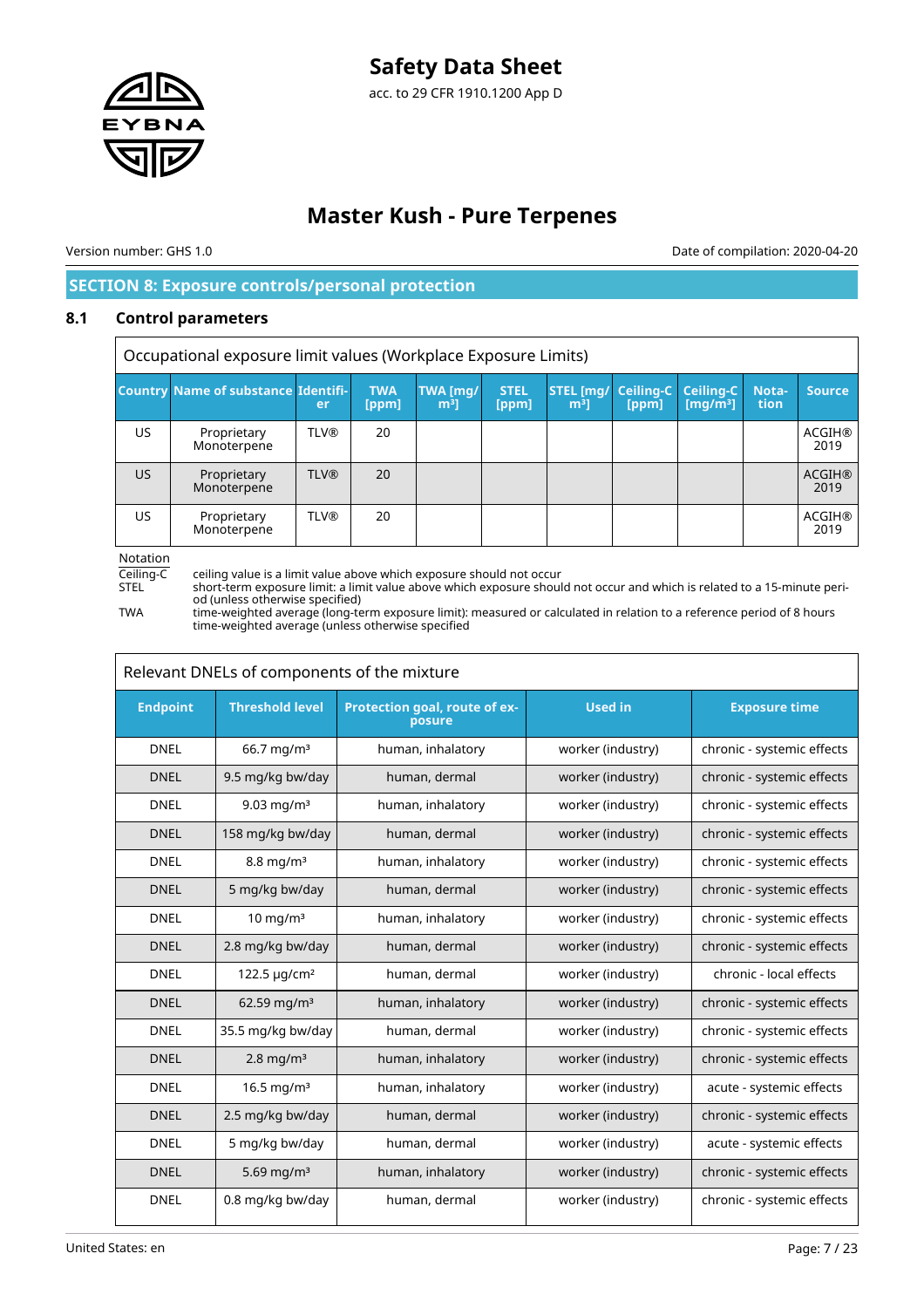## SECTION 8: Exposure controls/personal protection

### 8.1 Control parameters

| Occupational exposure limit values (Workplace Exposure Limits) | | | | | | | | | | |
|---|---|---|---|---|---|---|---|---|---|---|
| Country | Name of substance | Identifier | TWA [ppm] | TWA [mg/m³] | STEL [ppm] | STEL [mg/m³] | Ceiling-C [ppm] | Ceiling-C [mg/m³] | Notation | Source |
| US | Proprietary Monoterpene | TLV® | 20 | | | | | | | ACGIH® 2019 |
| US | Proprietary Monoterpene | TLV® | 20 | | | | | | | ACGIH® 2019 |
| US | Proprietary Monoterpene | TLV® | 20 | | | | | | | ACGIH® 2019 |

Notation

Ceiling-C ceiling value is a limit value above which exposure should not occur

STEL short-term exposure limit: a limit value above which exposure should not occur and which is related to a 15-minute period (unless otherwise specified)

TWA time-weighted average (long-term exposure limit): measured or calculated in relation to a reference period of 8 hours time-weighted average (unless otherwise specified

| Relevant DNELs of components of the mixture | | | | |
|---|---|---|---|---|
| Endpoint | Threshold level | Protection goal, route of exposure | Used in | Exposure time |
| DNEL | 66.7 mg/m³ | human, inhalatory | worker (industry) | chronic - systemic effects |
| DNEL | 9.5 mg/kg bw/day | human, dermal | worker (industry) | chronic - systemic effects |
| DNEL | 9.03 mg/m³ | human, inhalatory | worker (industry) | chronic - systemic effects |
| DNEL | 158 mg/kg bw/day | human, dermal | worker (industry) | chronic - systemic effects |
| DNEL | 8.8 mg/m³ | human, inhalatory | worker (industry) | chronic - systemic effects |
| DNEL | 5 mg/kg bw/day | human, dermal | worker (industry) | chronic - systemic effects |
| DNEL | 10 mg/m³ | human, inhalatory | worker (industry) | chronic - systemic effects |
| DNEL | 2.8 mg/kg bw/day | human, dermal | worker (industry) | chronic - systemic effects |
| DNEL | 122.5 µg/cm² | human, dermal | worker (industry) | chronic - local effects |
| DNEL | 62.59 mg/m³ | human, inhalatory | worker (industry) | chronic - systemic effects |
| DNEL | 35.5 mg/kg bw/day | human, dermal | worker (industry) | chronic - systemic effects |
| DNEL | 2.8 mg/m³ | human, inhalatory | worker (industry) | chronic - systemic effects |
| DNEL | 16.5 mg/m³ | human, inhalatory | worker (industry) | acute - systemic effects |
| DNEL | 2.5 mg/kg bw/day | human, dermal | worker (industry) | chronic - systemic effects |
| DNEL | 5 mg/kg bw/day | human, dermal | worker (industry) | acute - systemic effects |
| DNEL | 5.69 mg/m³ | human, inhalatory | worker (industry) | chronic - systemic effects |
| DNEL | 0.8 mg/kg bw/day | human, dermal | worker (industry) | chronic - systemic effects |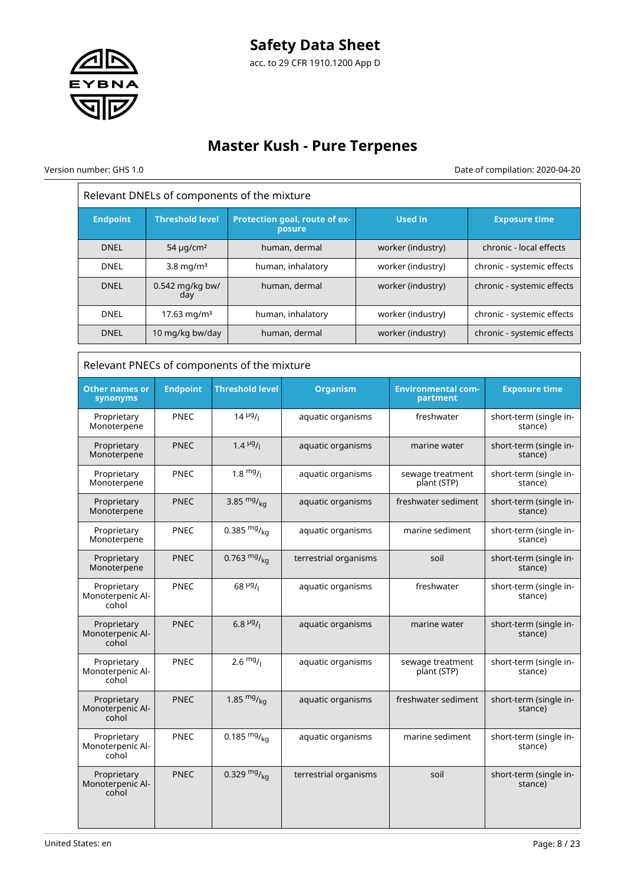| Relevant DNELs of components of the mixture | | | | |
|---|---|---|---|---|
| **Endpoint** | **Threshold level** | **Protection goal, route of exposure** | **Used in** | **Exposure time** |
| DNEL | 54 µg/cm² | human, dermal | worker (industry) | chronic - local effects |
| DNEL | 3.8 mg/m³ | human, inhalatory | worker (industry) | chronic - systemic effects |
| DNEL | 0.542 mg/kg bw/day | human, dermal | worker (industry) | chronic - systemic effects |
| DNEL | 17.63 mg/m³ | human, inhalatory | worker (industry) | chronic - systemic effects |
| DNEL | 10 mg/kg bw/day | human, dermal | worker (industry) | chronic - systemic effects |

| Relevant PNECs of components of the mixture | | | | | |
|---|---|---|---|---|---|
| **Other names or synonyms** | **Endpoint** | **Threshold level** | **Organism** | **Environmental compartment** | **Exposure time** |
| Proprietary Monoterpene | PNEC | 14 µg/l | aquatic organisms | freshwater | short-term (single instance) |
| Proprietary Monoterpene | PNEC | 1.4 µg/l | aquatic organisms | marine water | short-term (single instance) |
| Proprietary Monoterpene | PNEC | 1.8 mg/l | aquatic organisms | sewage treatment plant (STP) | short-term (single instance) |
| Proprietary Monoterpene | PNEC | 3.85 mg/kg | aquatic organisms | freshwater sediment | short-term (single instance) |
| Proprietary Monoterpene | PNEC | 0.385 mg/kg | aquatic organisms | marine sediment | short-term (single instance) |
| Proprietary Monoterpene | PNEC | 0.763 mg/kg | terrestrial organisms | soil | short-term (single instance) |
| Proprietary Monoterpenic Alcohol | PNEC | 68 µg/l | aquatic organisms | freshwater | short-term (single instance) |
| Proprietary Monoterpenic Alcohol | PNEC | 6.8 µg/l | aquatic organisms | marine water | short-term (single instance) |
| Proprietary Monoterpenic Alcohol | PNEC | 2.6 mg/l | aquatic organisms | sewage treatment plant (STP) | short-term (single instance) |
| Proprietary Monoterpenic Alcohol | PNEC | 1.85 mg/kg | aquatic organisms | freshwater sediment | short-term (single instance) |
| Proprietary Monoterpenic Alcohol | PNEC | 0.185 mg/kg | aquatic organisms | marine sediment | short-term (single instance) |
| Proprietary Monoterpenic Alcohol | PNEC | 0.329 mg/kg | terrestrial organisms | soil | short-term (single instance) |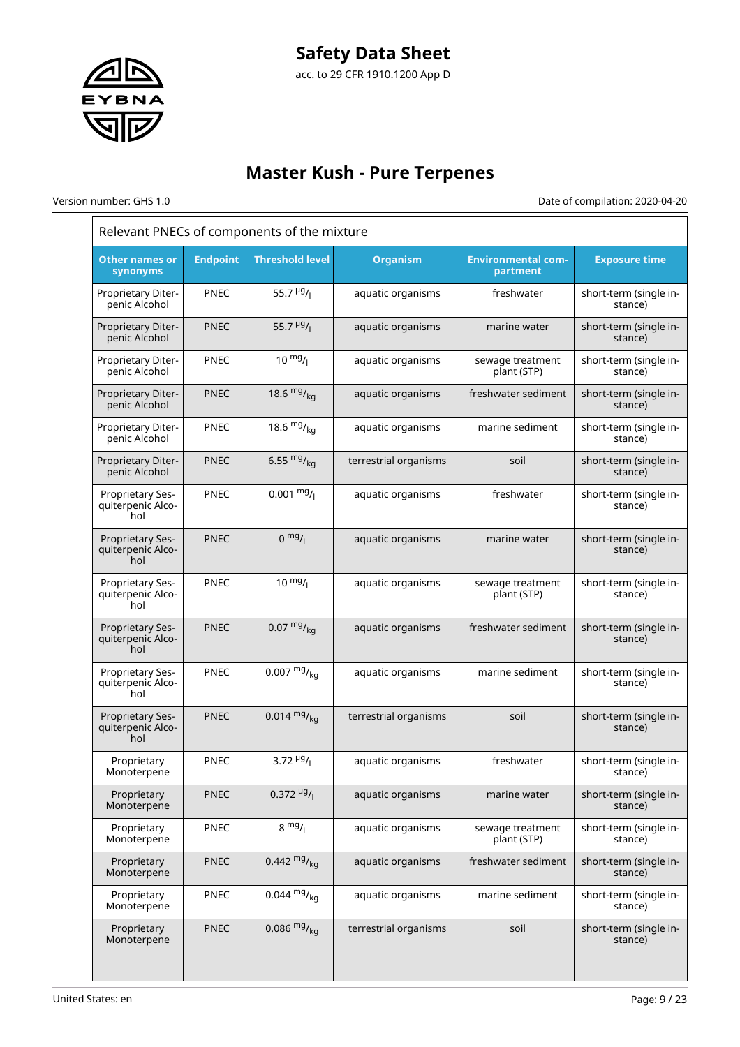| Relevant PNECs of components of the mixture | | | | | |
|---|---|---|---|---|---|
| **Other names or synonyms** | **Endpoint** | **Threshold level** | **Organism** | **Environmental compartment** | **Exposure time** |
| Proprietary Diterpenic Alcohol | PNEC | 55.7 $^{µg}/_{l}$ | aquatic organisms | freshwater | short-term (single instance) |
| Proprietary Diterpenic Alcohol | PNEC | 55.7 $^{µg}/_{l}$ | aquatic organisms | marine water | short-term (single instance) |
| Proprietary Diterpenic Alcohol | PNEC | 10 $^{mg}/_{l}$ | aquatic organisms | sewage treatment plant (STP) | short-term (single instance) |
| Proprietary Diterpenic Alcohol | PNEC | 18.6 $^{mg}/_{kg}$ | aquatic organisms | freshwater sediment | short-term (single instance) |
| Proprietary Diterpenic Alcohol | PNEC | 18.6 $^{mg}/_{kg}$ | aquatic organisms | marine sediment | short-term (single instance) |
| Proprietary Diterpenic Alcohol | PNEC | 6.55 $^{mg}/_{kg}$ | terrestrial organisms | soil | short-term (single instance) |
| Proprietary Sesquiterpenic Alcohol | PNEC | 0.001 $^{mg}/_{l}$ | aquatic organisms | freshwater | short-term (single instance) |
| Proprietary Sesquiterpenic Alcohol | PNEC | 0 $^{mg}/_{l}$ | aquatic organisms | marine water | short-term (single instance) |
| Proprietary Sesquiterpenic Alcohol | PNEC | 10 $^{mg}/_{l}$ | aquatic organisms | sewage treatment plant (STP) | short-term (single instance) |
| Proprietary Sesquiterpenic Alcohol | PNEC | 0.07 $^{mg}/_{kg}$ | aquatic organisms | freshwater sediment | short-term (single instance) |
| Proprietary Sesquiterpenic Alcohol | PNEC | 0.007 $^{mg}/_{kg}$ | aquatic organisms | marine sediment | short-term (single instance) |
| Proprietary Sesquiterpenic Alcohol | PNEC | 0.014 $^{mg}/_{kg}$ | terrestrial organisms | soil | short-term (single instance) |
| Proprietary Monoterpene | PNEC | 3.72 $^{µg}/_{l}$ | aquatic organisms | freshwater | short-term (single instance) |
| Proprietary Monoterpene | PNEC | 0.372 $^{µg}/_{l}$ | aquatic organisms | marine water | short-term (single instance) |
| Proprietary Monoterpene | PNEC | 8 $^{mg}/_{l}$ | aquatic organisms | sewage treatment plant (STP) | short-term (single instance) |
| Proprietary Monoterpene | PNEC | 0.442 $^{mg}/_{kg}$ | aquatic organisms | freshwater sediment | short-term (single instance) |
| Proprietary Monoterpene | PNEC | 0.044 $^{mg}/_{kg}$ | aquatic organisms | marine sediment | short-term (single instance) |
| Proprietary Monoterpene | PNEC | 0.086 $^{mg}/_{kg}$ | terrestrial organisms | soil | short-term (single instance) |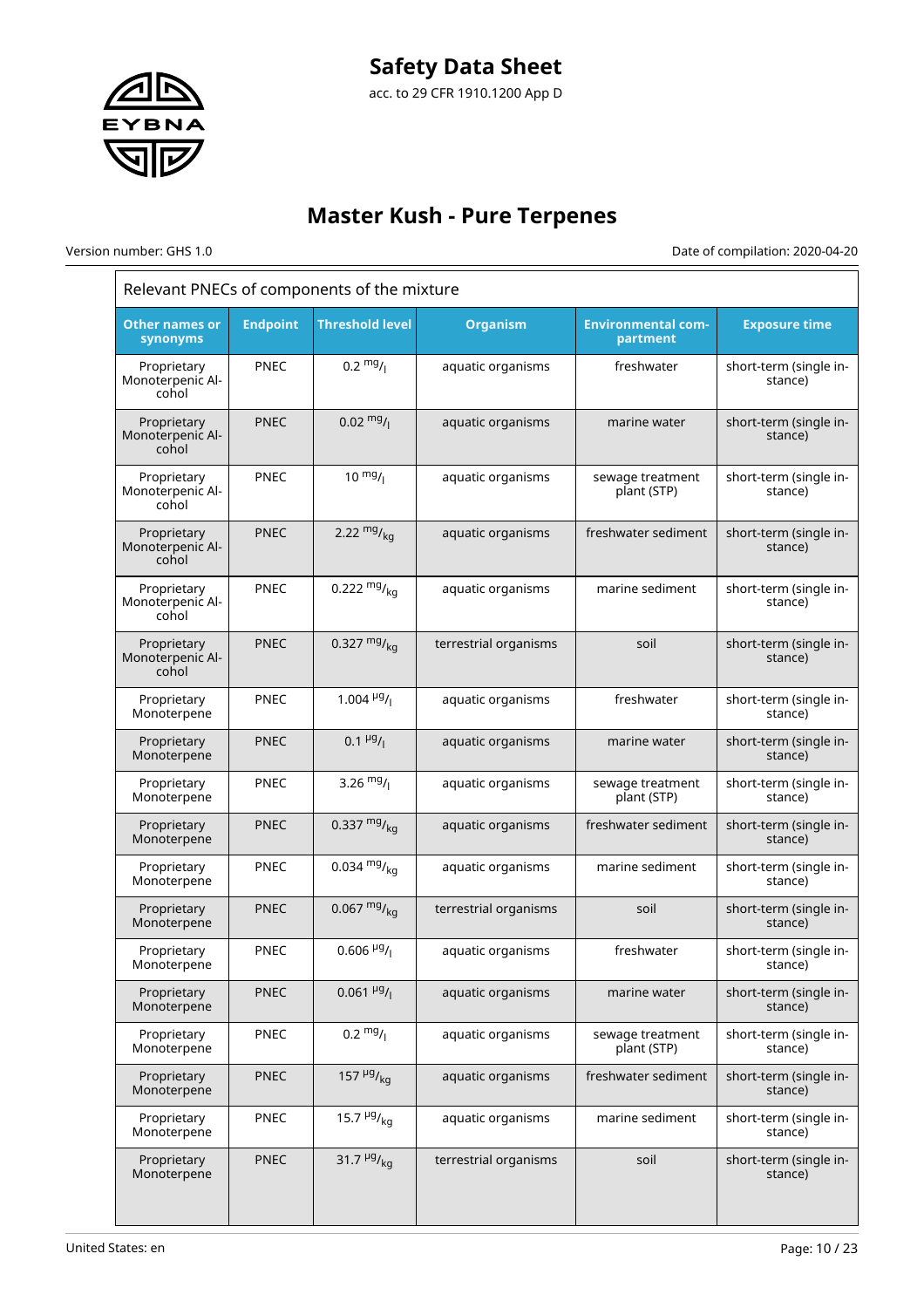| Relevant PNECs of components of the mixture | | | | | |
|---|---|---|---|---|---|
| **Other names or synonyms** | **Endpoint** | **Threshold level** | **Organism** | **Environmental compartment** | **Exposure time** |
| Proprietary Monoterpenic Alcohol | PNEC | 0.2 $^{mg}/_{l}$ | aquatic organisms | freshwater | short-term (single instance) |
| Proprietary Monoterpenic Alcohol | PNEC | 0.02 $^{mg}/_{l}$ | aquatic organisms | marine water | short-term (single instance) |
| Proprietary Monoterpenic Alcohol | PNEC | 10 $^{mg}/_{l}$ | aquatic organisms | sewage treatment plant (STP) | short-term (single instance) |
| Proprietary Monoterpenic Alcohol | PNEC | 2.22 $^{mg}/_{kg}$ | aquatic organisms | freshwater sediment | short-term (single instance) |
| Proprietary Monoterpenic Alcohol | PNEC | 0.222 $^{mg}/_{kg}$ | aquatic organisms | marine sediment | short-term (single instance) |
| Proprietary Monoterpenic Alcohol | PNEC | 0.327 $^{mg}/_{kg}$ | terrestrial organisms | soil | short-term (single instance) |
| Proprietary Monoterpene | PNEC | 1.004 $^{µg}/_{l}$ | aquatic organisms | freshwater | short-term (single instance) |
| Proprietary Monoterpene | PNEC | 0.1 $^{µg}/_{l}$ | aquatic organisms | marine water | short-term (single instance) |
| Proprietary Monoterpene | PNEC | 3.26 $^{mg}/_{l}$ | aquatic organisms | sewage treatment plant (STP) | short-term (single instance) |
| Proprietary Monoterpene | PNEC | 0.337 $^{mg}/_{kg}$ | aquatic organisms | freshwater sediment | short-term (single instance) |
| Proprietary Monoterpene | PNEC | 0.034 $^{mg}/_{kg}$ | aquatic organisms | marine sediment | short-term (single instance) |
| Proprietary Monoterpene | PNEC | 0.067 $^{mg}/_{kg}$ | terrestrial organisms | soil | short-term (single instance) |
| Proprietary Monoterpene | PNEC | 0.606 $^{µg}/_{l}$ | aquatic organisms | freshwater | short-term (single instance) |
| Proprietary Monoterpene | PNEC | 0.061 $^{µg}/_{l}$ | aquatic organisms | marine water | short-term (single instance) |
| Proprietary Monoterpene | PNEC | 0.2 $^{mg}/_{l}$ | aquatic organisms | sewage treatment plant (STP) | short-term (single instance) |
| Proprietary Monoterpene | PNEC | 157 $^{µg}/_{kg}$ | aquatic organisms | freshwater sediment | short-term (single instance) |
| Proprietary Monoterpene | PNEC | 15.7 $^{µg}/_{kg}$ | aquatic organisms | marine sediment | short-term (single instance) |
| Proprietary Monoterpene | PNEC | 31.7 $^{µg}/_{kg}$ | terrestrial organisms | soil | short-term (single instance) |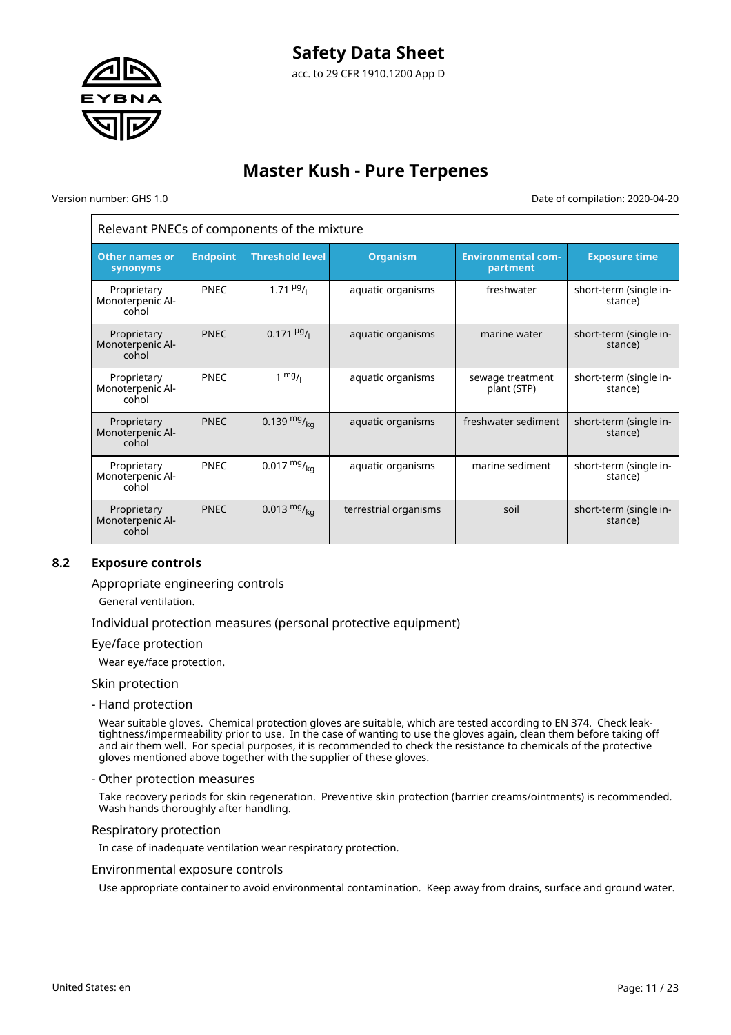| Relevant PNECs of components of the mixture | | | | | |
|---|---|---|---|---|---|
| **Other names or synonyms** | **Endpoint** | **Threshold level** | **Organism** | **Environmental compartment** | **Exposure time** |
| Proprietary Monoterpenic Alcohol | PNEC | 1.71 $^{µg}/_{l}$ | aquatic organisms | freshwater | short-term (single instance) |
| Proprietary Monoterpenic Alcohol | PNEC | 0.171 $^{µg}/_{l}$ | aquatic organisms | marine water | short-term (single instance) |
| Proprietary Monoterpenic Alcohol | PNEC | 1 $^{mg}/_{l}$ | aquatic organisms | sewage treatment plant (STP) | short-term (single instance) |
| Proprietary Monoterpenic Alcohol | PNEC | 0.139 $^{mg}/_{kg}$ | aquatic organisms | freshwater sediment | short-term (single instance) |
| Proprietary Monoterpenic Alcohol | PNEC | 0.017 $^{mg}/_{kg}$ | aquatic organisms | marine sediment | short-term (single instance) |
| Proprietary Monoterpenic Alcohol | PNEC | 0.013 $^{mg}/_{kg}$ | terrestrial organisms | soil | short-term (single instance) |

## 8.2 Exposure controls

### Appropriate engineering controls

General ventilation.

### Individual protection measures (personal protective equipment)

### Eye/face protection

Wear eye/face protection.

### Skin protection

### - Hand protection

Wear suitable gloves. Chemical protection gloves are suitable, which are tested according to EN 374. Check leak-tightness/impermeability prior to use. In the case of wanting to use the gloves again, clean them before taking off and air them well. For special purposes, it is recommended to check the resistance to chemicals of the protective gloves mentioned above together with the supplier of these gloves.

### - Other protection measures

Take recovery periods for skin regeneration. Preventive skin protection (barrier creams/ointments) is recommended. Wash hands thoroughly after handling.

### Respiratory protection

In case of inadequate ventilation wear respiratory protection.

### Environmental exposure controls

Use appropriate container to avoid environmental contamination. Keep away from drains, surface and ground water.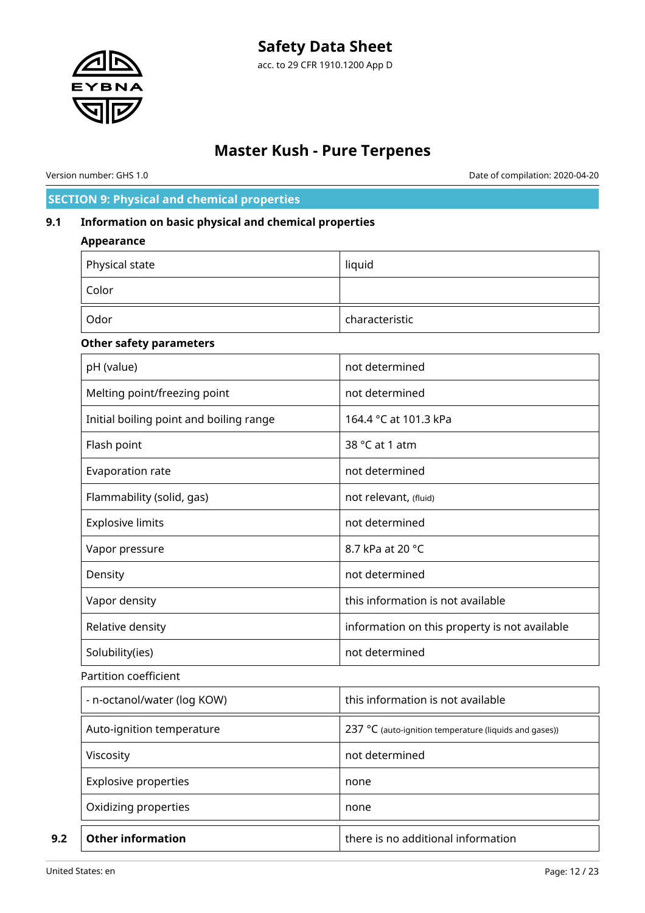## SECTION 9: Physical and chemical properties

### 9.1 Information on basic physical and chemical properties

**Appearance**

| | |
|---|---|
| Physical state | liquid |
| Color | |
| Odor | characteristic |

**Other safety parameters**

| | |
|---|---|
| pH (value) | not determined |
| Melting point/freezing point | not determined |
| Initial boiling point and boiling range | 164.4 °C at 101.3 kPa |
| Flash point | 38 °C at 1 atm |
| Evaporation rate | not determined |
| Flammability (solid, gas) | not relevant, (fluid) |
| Explosive limits | not determined |
| Vapor pressure | 8.7 kPa at 20 °C |
| Density | not determined |
| Vapor density | this information is not available |
| Relative density | information on this property is not available |
| Solubility(ies) | not determined |

Partition coefficient

| | |
|---|---|
| - n-octanol/water (log KOW) | this information is not available |
| Auto-ignition temperature | 237 °C (auto-ignition temperature (liquids and gases)) |
| Viscosity | not determined |
| Explosive properties | none |
| Oxidizing properties | none |

| | | |
|---|---|---|
| 9.2 | **Other information** | there is no additional information |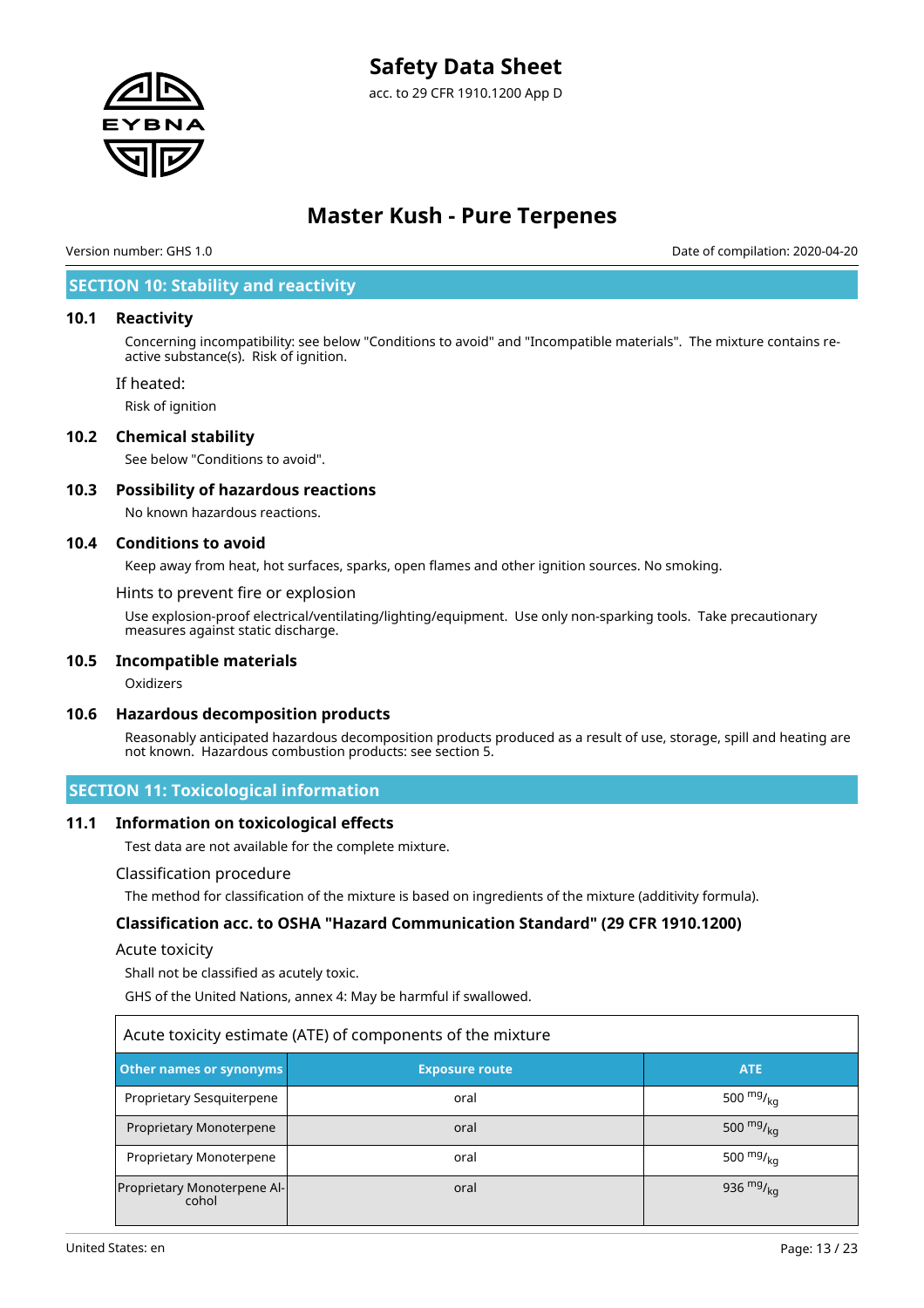## SECTION 10: Stability and reactivity

### 10.1 Reactivity

Concerning incompatibility: see below "Conditions to avoid" and "Incompatible materials". The mixture contains reactive substance(s). Risk of ignition.

If heated:

Risk of ignition

### 10.2 Chemical stability

See below "Conditions to avoid".

### 10.3 Possibility of hazardous reactions

No known hazardous reactions.

### 10.4 Conditions to avoid

Keep away from heat, hot surfaces, sparks, open flames and other ignition sources. No smoking.

Hints to prevent fire or explosion

Use explosion-proof electrical/ventilating/lighting/equipment. Use only non-sparking tools. Take precautionary measures against static discharge.

### 10.5 Incompatible materials

Oxidizers

### 10.6 Hazardous decomposition products

Reasonably anticipated hazardous decomposition products produced as a result of use, storage, spill and heating are not known. Hazardous combustion products: see section 5.

## SECTION 11: Toxicological information

### 11.1 Information on toxicological effects

Test data are not available for the complete mixture.

Classification procedure

The method for classification of the mixture is based on ingredients of the mixture (additivity formula).

#### Classification acc. to OSHA "Hazard Communication Standard" (29 CFR 1910.1200)

Acute toxicity

Shall not be classified as acutely toxic.

GHS of the United Nations, annex 4: May be harmful if swallowed.

Acute toxicity estimate (ATE) of components of the mixture

| Other names or synonyms | Exposure route | ATE |
|---|---|---|
| Proprietary Sesquiterpene | oral | 500 $^{mg}/_{kg}$ |
| Proprietary Monoterpene | oral | 500 $^{mg}/_{kg}$ |
| Proprietary Monoterpene | oral | 500 $^{mg}/_{kg}$ |
| Proprietary Monoterpene Alcohol | oral | 936 $^{mg}/_{kg}$ |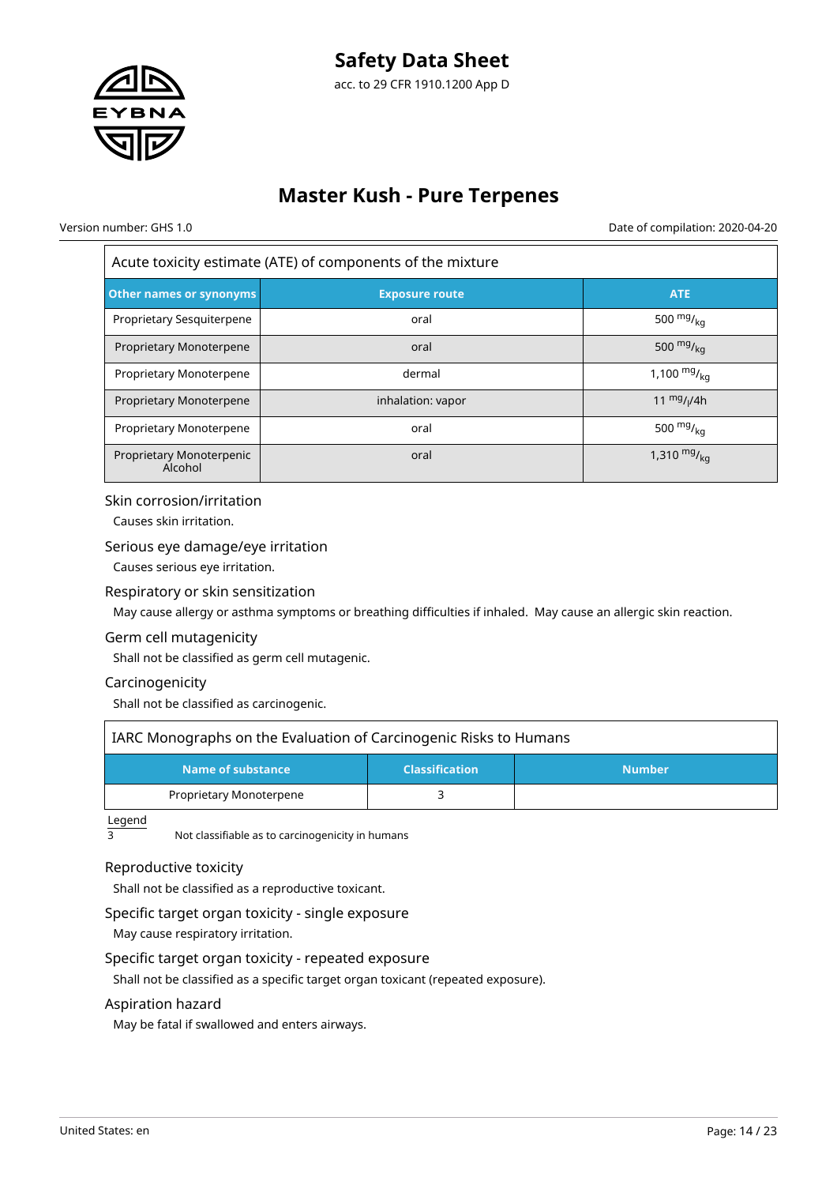| Acute toxicity estimate (ATE) of components of the mixture | | |
|---|---|---|
| **Other names or synonyms** | **Exposure route** | **ATE** |
| Proprietary Sesquiterpene | oral | 500 $^{mg}/_{kg}$ |
| Proprietary Monoterpene | oral | 500 $^{mg}/_{kg}$ |
| Proprietary Monoterpene | dermal | 1,100 $^{mg}/_{kg}$ |
| Proprietary Monoterpene | inhalation: vapor | 11 $^{mg}/_{l}$/4h |
| Proprietary Monoterpene | oral | 500 $^{mg}/_{kg}$ |
| Proprietary Monoterpenic Alcohol | oral | 1,310 $^{mg}/_{kg}$ |

### Skin corrosion/irritation

Causes skin irritation.

### Serious eye damage/eye irritation

Causes serious eye irritation.

### Respiratory or skin sensitization

May cause allergy or asthma symptoms or breathing difficulties if inhaled. May cause an allergic skin reaction.

### Germ cell mutagenicity

Shall not be classified as germ cell mutagenic.

### Carcinogenicity

Shall not be classified as carcinogenic.

| IARC Monographs on the Evaluation of Carcinogenic Risks to Humans | | |
|---|---|---|
| **Name of substance** | **Classification** | **Number** |
| Proprietary Monoterpene | 3 | |

Legend

3 Not classifiable as to carcinogenicity in humans

### Reproductive toxicity

Shall not be classified as a reproductive toxicant.

### Specific target organ toxicity - single exposure

May cause respiratory irritation.

### Specific target organ toxicity - repeated exposure

Shall not be classified as a specific target organ toxicant (repeated exposure).

### Aspiration hazard

May be fatal if swallowed and enters airways.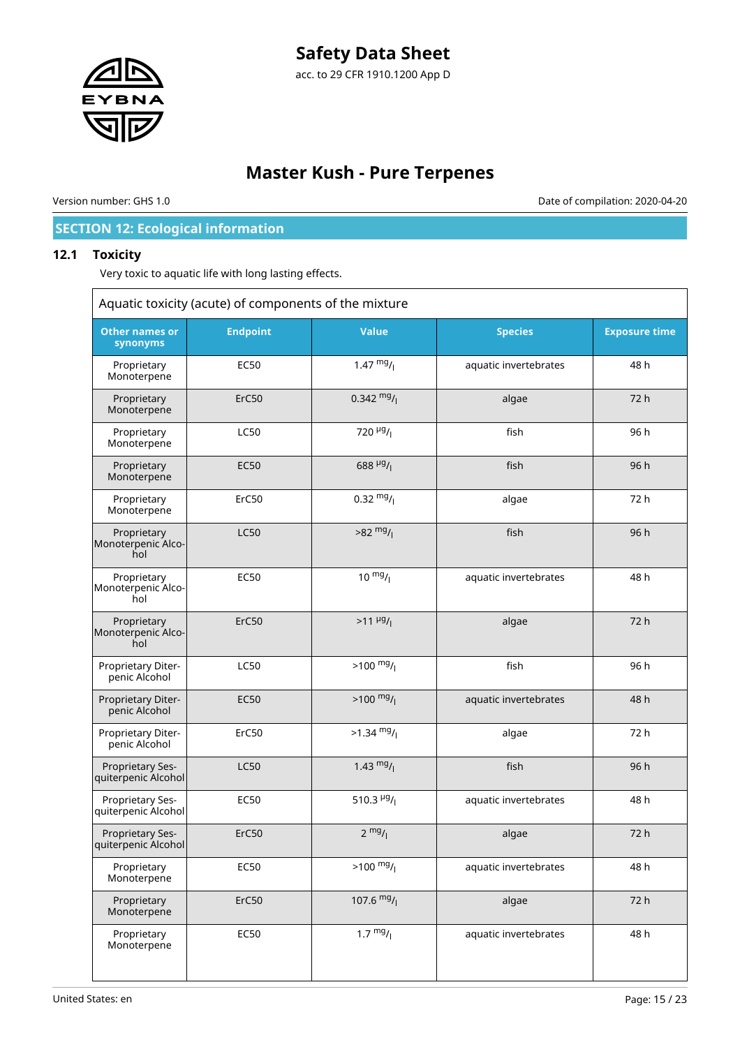## SECTION 12: Ecological information

### 12.1 Toxicity

Very toxic to aquatic life with long lasting effects.

Aquatic toxicity (acute) of components of the mixture

| Other names or synonyms | Endpoint | Value | Species | Exposure time |
|---|---|---|---|---|
| Proprietary Monoterpene | EC50 | 1.47 mg/l | aquatic invertebrates | 48 h |
| Proprietary Monoterpene | ErC50 | 0.342 mg/l | algae | 72 h |
| Proprietary Monoterpene | LC50 | 720 µg/l | fish | 96 h |
| Proprietary Monoterpene | EC50 | 688 µg/l | fish | 96 h |
| Proprietary Monoterpene | ErC50 | 0.32 mg/l | algae | 72 h |
| Proprietary Monoterpenic Alcohol | LC50 | >82 mg/l | fish | 96 h |
| Proprietary Monoterpenic Alcohol | EC50 | 10 mg/l | aquatic invertebrates | 48 h |
| Proprietary Monoterpenic Alcohol | ErC50 | >11 µg/l | algae | 72 h |
| Proprietary Diterpenic Alcohol | LC50 | >100 mg/l | fish | 96 h |
| Proprietary Diterpenic Alcohol | EC50 | >100 mg/l | aquatic invertebrates | 48 h |
| Proprietary Diterpenic Alcohol | ErC50 | >1.34 mg/l | algae | 72 h |
| Proprietary Sesquiterpenic Alcohol | LC50 | 1.43 mg/l | fish | 96 h |
| Proprietary Sesquiterpenic Alcohol | EC50 | 510.3 µg/l | aquatic invertebrates | 48 h |
| Proprietary Sesquiterpenic Alcohol | ErC50 | 2 mg/l | algae | 72 h |
| Proprietary Monoterpene | EC50 | >100 mg/l | aquatic invertebrates | 48 h |
| Proprietary Monoterpene | ErC50 | 107.6 mg/l | algae | 72 h |
| Proprietary Monoterpene | EC50 | 1.7 mg/l | aquatic invertebrates | 48 h |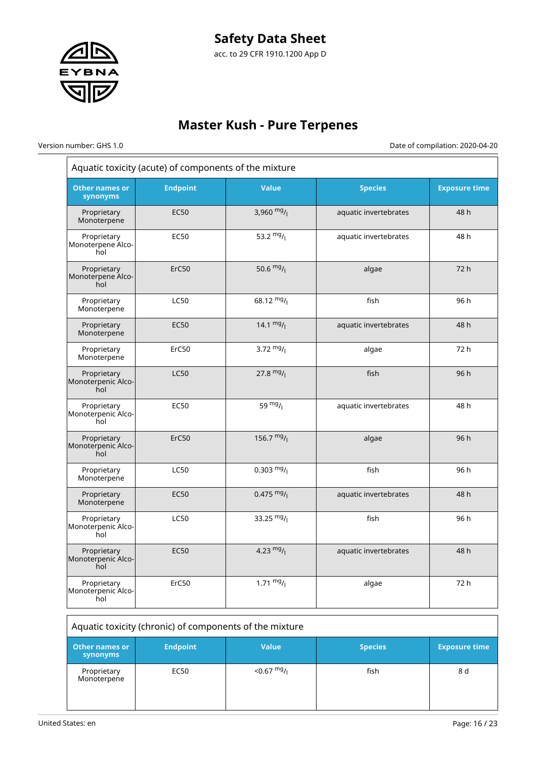| Aquatic toxicity (acute) of components of the mixture | | | | |
|---|---|---|---|---|
| **Other names or synonyms** | **Endpoint** | **Value** | **Species** | **Exposure time** |
| Proprietary Monoterpene | EC50 | 3,960 $^{mg}/_{l}$ | aquatic invertebrates | 48 h |
| Proprietary Monoterpene Alcohol | EC50 | 53.2 $^{mg}/_{l}$ | aquatic invertebrates | 48 h |
| Proprietary Monoterpene Alcohol | ErC50 | 50.6 $^{mg}/_{l}$ | algae | 72 h |
| Proprietary Monoterpene | LC50 | 68.12 $^{mg}/_{l}$ | fish | 96 h |
| Proprietary Monoterpene | EC50 | 14.1 $^{mg}/_{l}$ | aquatic invertebrates | 48 h |
| Proprietary Monoterpene | ErC50 | 3.72 $^{mg}/_{l}$ | algae | 72 h |
| Proprietary Monoterpenic Alcohol | LC50 | 27.8 $^{mg}/_{l}$ | fish | 96 h |
| Proprietary Monoterpenic Alcohol | EC50 | 59 $^{mg}/_{l}$ | aquatic invertebrates | 48 h |
| Proprietary Monoterpenic Alcohol | ErC50 | 156.7 $^{mg}/_{l}$ | algae | 96 h |
| Proprietary Monoterpene | LC50 | 0.303 $^{mg}/_{l}$ | fish | 96 h |
| Proprietary Monoterpene | EC50 | 0.475 $^{mg}/_{l}$ | aquatic invertebrates | 48 h |
| Proprietary Monoterpenic Alcohol | LC50 | 33.25 $^{mg}/_{l}$ | fish | 96 h |
| Proprietary Monoterpenic Alcohol | EC50 | 4.23 $^{mg}/_{l}$ | aquatic invertebrates | 48 h |
| Proprietary Monoterpenic Alcohol | ErC50 | 1.71 $^{mg}/_{l}$ | algae | 72 h |

| Aquatic toxicity (chronic) of components of the mixture | | | | |
|---|---|---|---|---|
| **Other names or synonyms** | **Endpoint** | **Value** | **Species** | **Exposure time** |
| Proprietary Monoterpene | EC50 | <0.67 $^{mg}/_{l}$ | fish | 8 d |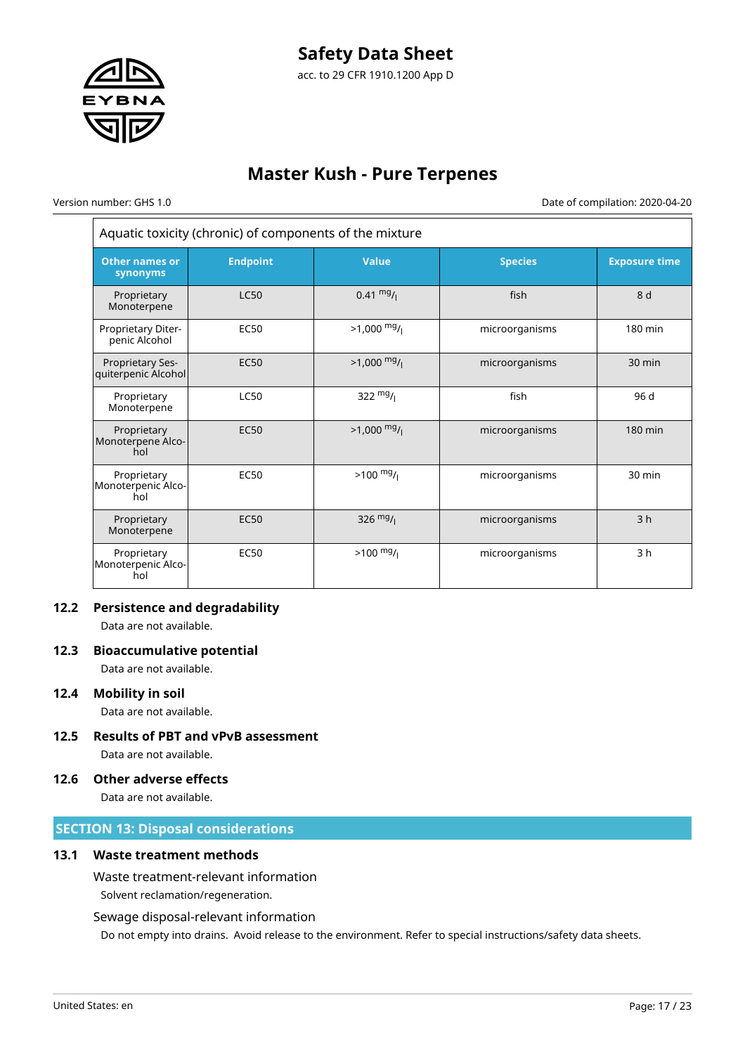| Aquatic toxicity (chronic) of components of the mixture | | | | |
|---|---|---|---|---|
| **Other names or synonyms** | **Endpoint** | **Value** | **Species** | **Exposure time** |
| Proprietary Monoterpene | LC50 | 0.41 $^{mg}/_{l}$ | fish | 8 d |
| Proprietary Diterpenic Alcohol | EC50 | >1,000 $^{mg}/_{l}$ | microorganisms | 180 min |
| Proprietary Sesquiterpenic Alcohol | EC50 | >1,000 $^{mg}/_{l}$ | microorganisms | 30 min |
| Proprietary Monoterpene | LC50 | 322 $^{mg}/_{l}$ | fish | 96 d |
| Proprietary Monoterpene Alcohol | EC50 | >1,000 $^{mg}/_{l}$ | microorganisms | 180 min |
| Proprietary Monoterpenic Alcohol | EC50 | >100 $^{mg}/_{l}$ | microorganisms | 30 min |
| Proprietary Monoterpene | EC50 | 326 $^{mg}/_{l}$ | microorganisms | 3 h |
| Proprietary Monoterpenic Alcohol | EC50 | >100 $^{mg}/_{l}$ | microorganisms | 3 h |

### 12.2 Persistence and degradability

Data are not available.

### 12.3 Bioaccumulative potential

Data are not available.

### 12.4 Mobility in soil

Data are not available.

### 12.5 Results of PBT and vPvB assessment

Data are not available.

### 12.6 Other adverse effects

Data are not available.

## SECTION 13: Disposal considerations

### 13.1 Waste treatment methods

Waste treatment-relevant information

Solvent reclamation/regeneration.

Sewage disposal-relevant information

Do not empty into drains. Avoid release to the environment. Refer to special instructions/safety data sheets.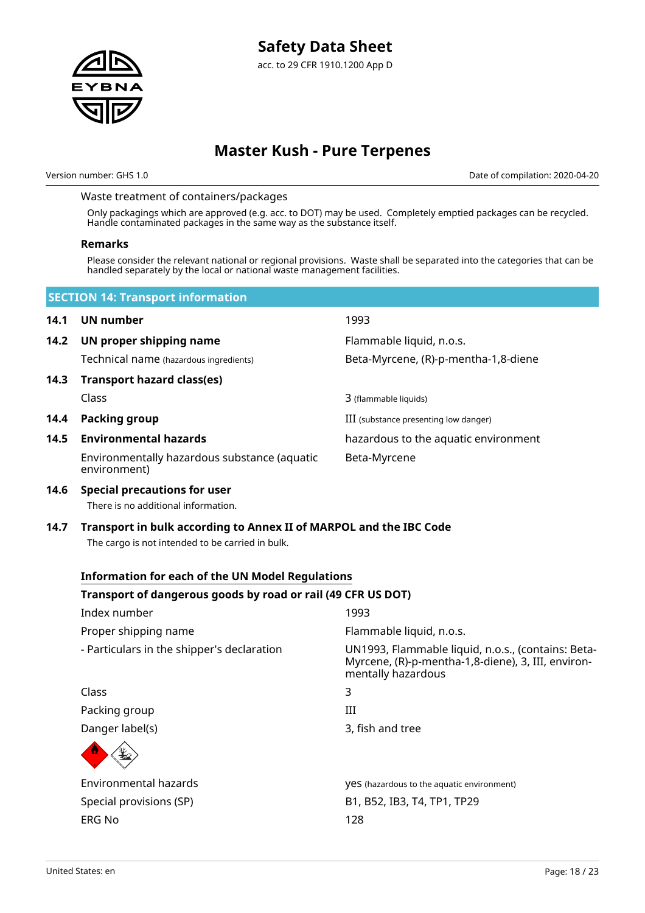Waste treatment of containers/packages

Only packagings which are approved (e.g. acc. to DOT) may be used. Completely emptied packages can be recycled. Handle contaminated packages in the same way as the substance itself.

**Remarks**

Please consider the relevant national or regional provisions. Waste shall be separated into the categories that can be handled separately by the local or national waste management facilities.

## SECTION 14: Transport information

| | | |
|---|---|---|
| **14.1** | **UN number** | 1993 |
| **14.2** | **UN proper shipping name** | Flammable liquid, n.o.s. |
| | Technical name (hazardous ingredients) | Beta-Myrcene, (R)-p-mentha-1,8-diene |
| **14.3** | **Transport hazard class(es)** | |
| | Class | 3 (flammable liquids) |
| **14.4** | **Packing group** | III (substance presenting low danger) |
| **14.5** | **Environmental hazards** | hazardous to the aquatic environment |
| | Environmentally hazardous substance (aquatic environment) | Beta-Myrcene |

**14.6 Special precautions for user**

There is no additional information.

**14.7 Transport in bulk according to Annex II of MARPOL and the IBC Code**

The cargo is not intended to be carried in bulk.

**Information for each of the UN Model Regulations**

**Transport of dangerous goods by road or rail (49 CFR US DOT)**

| | |
|---|---|
| Index number | 1993 |
| Proper shipping name | Flammable liquid, n.o.s. |
| - Particulars in the shipper's declaration | UN1993, Flammable liquid, n.o.s., (contains: Beta-Myrcene, (R)-p-mentha-1,8-diene), 3, III, environmentally hazardous |
| Class | 3 |
| Packing group | III |
| Danger label(s) | 3, fish and tree |
| Environmental hazards | yes (hazardous to the aquatic environment) |
| Special provisions (SP) | B1, B52, IB3, T4, TP1, TP29 |
| ERG No | 128 |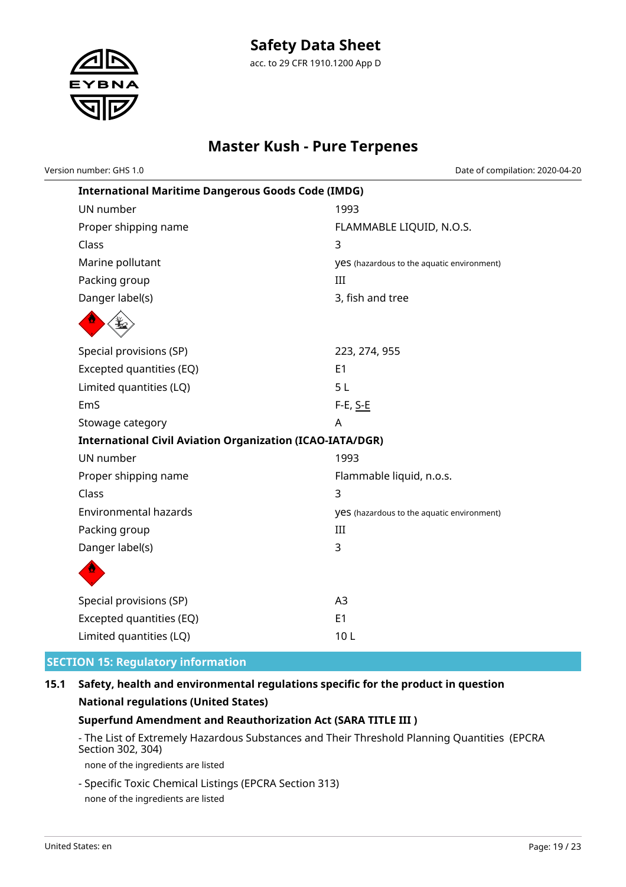**International Maritime Dangerous Goods Code (IMDG)**

| | |
|---|---|
| UN number | 1993 |
| Proper shipping name | FLAMMABLE LIQUID, N.O.S. |
| Class | 3 |
| Marine pollutant | yes (hazardous to the aquatic environment) |
| Packing group | III |
| Danger label(s) | 3, fish and tree |
| Special provisions (SP) | 223, 274, 955 |
| Excepted quantities (EQ) | E1 |
| Limited quantities (LQ) | 5 L |
| EmS | F-E, S-E |
| Stowage category | A |

**International Civil Aviation Organization (ICAO-IATA/DGR)**

| | |
|---|---|
| UN number | 1993 |
| Proper shipping name | Flammable liquid, n.o.s. |
| Class | 3 |
| Environmental hazards | yes (hazardous to the aquatic environment) |
| Packing group | III |
| Danger label(s) | 3 |
| Special provisions (SP) | A3 |
| Excepted quantities (EQ) | E1 |
| Limited quantities (LQ) | 10 L |

## SECTION 15: Regulatory information

### 15.1 Safety, health and environmental regulations specific for the product in question

**National regulations (United States)**

**Superfund Amendment and Reauthorization Act (SARA TITLE III )**

- The List of Extremely Hazardous Substances and Their Threshold Planning Quantities (EPCRA Section 302, 304)

  none of the ingredients are listed

- Specific Toxic Chemical Listings (EPCRA Section 313)

  none of the ingredients are listed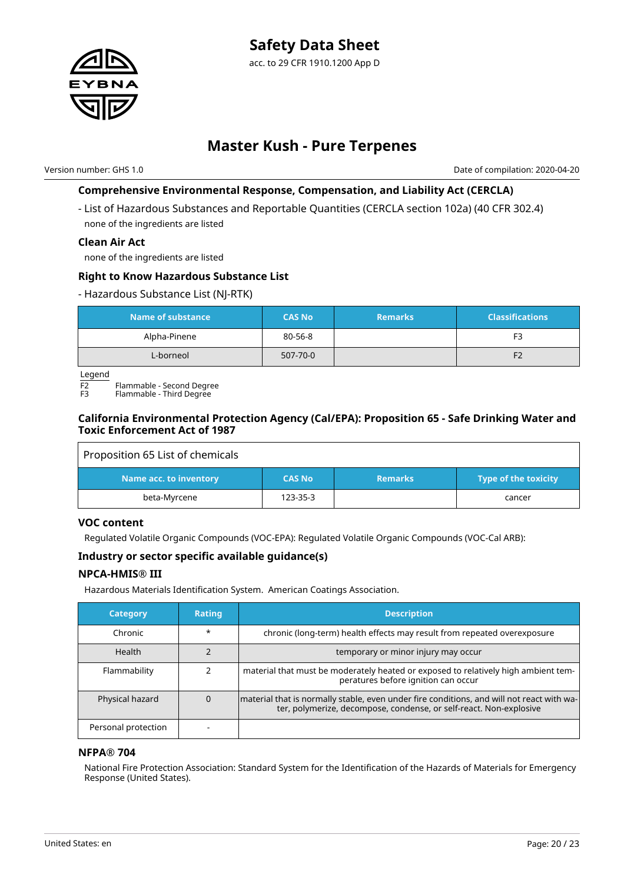### Comprehensive Environmental Response, Compensation, and Liability Act (CERCLA)

- List of Hazardous Substances and Reportable Quantities (CERCLA section 102a) (40 CFR 302.4)

  none of the ingredients are listed

### Clean Air Act

none of the ingredients are listed

### Right to Know Hazardous Substance List

- Hazardous Substance List (NJ-RTK)

| Name of substance | CAS No | Remarks | Classifications |
|---|---|---|---|
| Alpha-Pinene | 80-56-8 | | F3 |
| L-borneol | 507-70-0 | | F2 |

Legend

F2 Flammable - Second Degree
F3 Flammable - Third Degree

### California Environmental Protection Agency (Cal/EPA): Proposition 65 - Safe Drinking Water and Toxic Enforcement Act of 1987

| Proposition 65 List of chemicals | | | |
|---|---|---|---|
| **Name acc. to inventory** | **CAS No** | **Remarks** | **Type of the toxicity** |
| beta-Myrcene | 123-35-3 | | cancer |

### VOC content

Regulated Volatile Organic Compounds (VOC-EPA): Regulated Volatile Organic Compounds (VOC-Cal ARB):

### Industry or sector specific available guidance(s)

### NPCA-HMIS® III

Hazardous Materials Identification System. American Coatings Association.

| Category | Rating | Description |
|---|---|---|
| Chronic | * | chronic (long-term) health effects may result from repeated overexposure |
| Health | 2 | temporary or minor injury may occur |
| Flammability | 2 | material that must be moderately heated or exposed to relatively high ambient temperatures before ignition can occur |
| Physical hazard | 0 | material that is normally stable, even under fire conditions, and will not react with water, polymerize, decompose, condense, or self-react. Non-explosive |
| Personal protection | - | |

### NFPA® 704

National Fire Protection Association: Standard System for the Identification of the Hazards of Materials for Emergency Response (United States).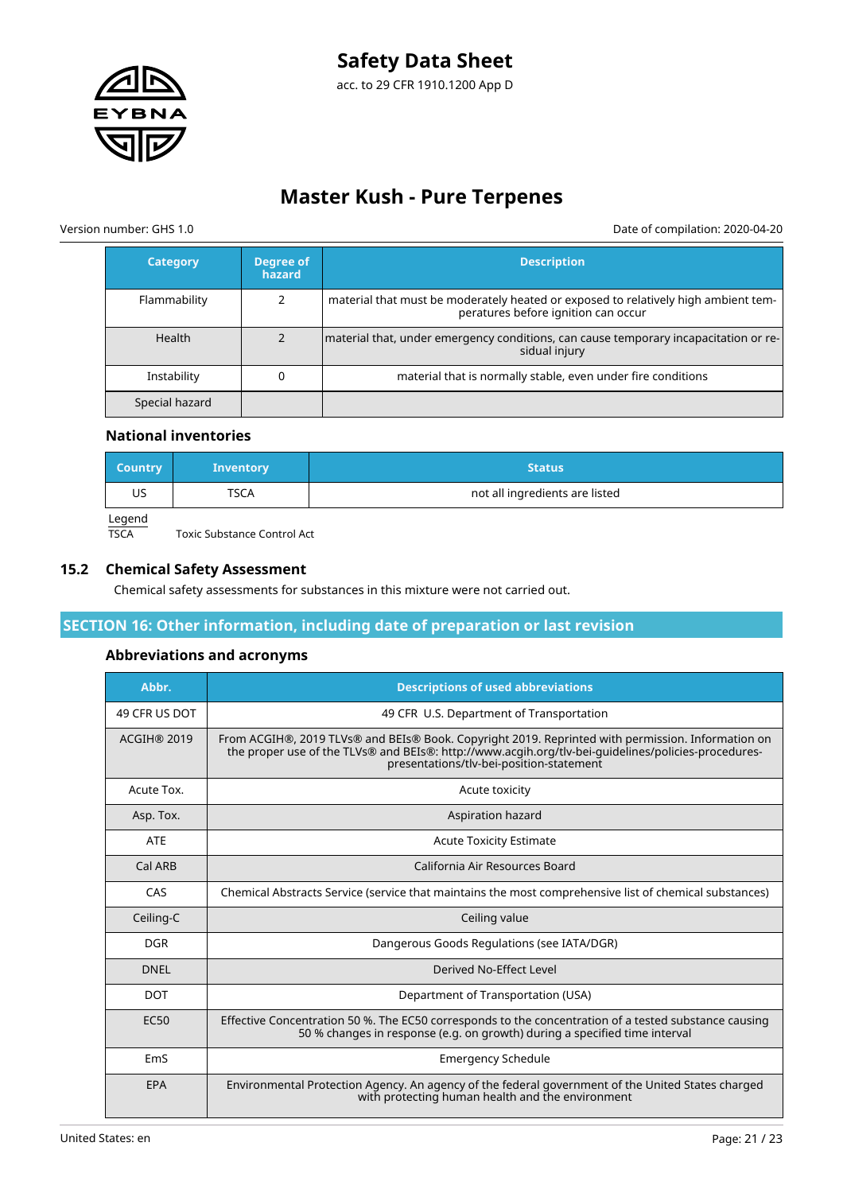| Category | Degree of hazard | Description |
|---|---|---|
| Flammability | 2 | material that must be moderately heated or exposed to relatively high ambient temperatures before ignition can occur |
| Health | 2 | material that, under emergency conditions, can cause temporary incapacitation or residual injury |
| Instability | 0 | material that is normally stable, even under fire conditions |
| Special hazard | | |

### National inventories

| Country | Inventory | Status |
|---|---|---|
| US | TSCA | not all ingredients are listed |

Legend
TSCA Toxic Substance Control Act

### 15.2 Chemical Safety Assessment

Chemical safety assessments for substances in this mixture were not carried out.

## SECTION 16: Other information, including date of preparation or last revision

### Abbreviations and acronyms

| Abbr. | Descriptions of used abbreviations |
|---|---|
| 49 CFR US DOT | 49 CFR U.S. Department of Transportation |
| ACGIH® 2019 | From ACGIH®, 2019 TLVs® and BEIs® Book. Copyright 2019. Reprinted with permission. Information on the proper use of the TLVs® and BEIs®: http://www.acgih.org/tlv-bei-guidelines/policies-procedures-presentations/tlv-bei-position-statement |
| Acute Tox. | Acute toxicity |
| Asp. Tox. | Aspiration hazard |
| ATE | Acute Toxicity Estimate |
| Cal ARB | California Air Resources Board |
| CAS | Chemical Abstracts Service (service that maintains the most comprehensive list of chemical substances) |
| Ceiling-C | Ceiling value |
| DGR | Dangerous Goods Regulations (see IATA/DGR) |
| DNEL | Derived No-Effect Level |
| DOT | Department of Transportation (USA) |
| EC50 | Effective Concentration 50 %. The EC50 corresponds to the concentration of a tested substance causing 50 % changes in response (e.g. on growth) during a specified time interval |
| EmS | Emergency Schedule |
| EPA | Environmental Protection Agency. An agency of the federal government of the United States charged with protecting human health and the environment |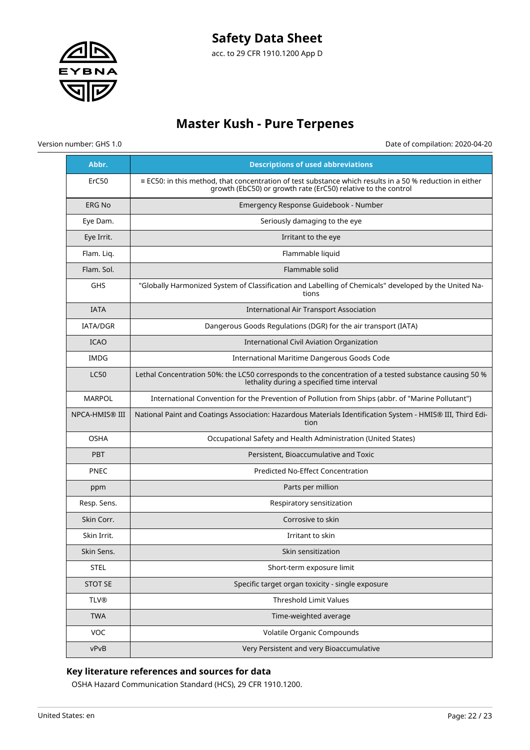| Abbr. | Descriptions of used abbreviations |
|---|---|
| ErC50 | ≡ EC50: in this method, that concentration of test substance which results in a 50 % reduction in either growth (EbC50) or growth rate (ErC50) relative to the control |
| ERG No | Emergency Response Guidebook - Number |
| Eye Dam. | Seriously damaging to the eye |
| Eye Irrit. | Irritant to the eye |
| Flam. Liq. | Flammable liquid |
| Flam. Sol. | Flammable solid |
| GHS | "Globally Harmonized System of Classification and Labelling of Chemicals" developed by the United Nations |
| IATA | International Air Transport Association |
| IATA/DGR | Dangerous Goods Regulations (DGR) for the air transport (IATA) |
| ICAO | International Civil Aviation Organization |
| IMDG | International Maritime Dangerous Goods Code |
| LC50 | Lethal Concentration 50%: the LC50 corresponds to the concentration of a tested substance causing 50 % lethality during a specified time interval |
| MARPOL | International Convention for the Prevention of Pollution from Ships (abbr. of "Marine Pollutant") |
| NPCA-HMIS® III | National Paint and Coatings Association: Hazardous Materials Identification System - HMIS® III, Third Edition |
| OSHA | Occupational Safety and Health Administration (United States) |
| PBT | Persistent, Bioaccumulative and Toxic |
| PNEC | Predicted No-Effect Concentration |
| ppm | Parts per million |
| Resp. Sens. | Respiratory sensitization |
| Skin Corr. | Corrosive to skin |
| Skin Irrit. | Irritant to skin |
| Skin Sens. | Skin sensitization |
| STEL | Short-term exposure limit |
| STOT SE | Specific target organ toxicity - single exposure |
| TLV® | Threshold Limit Values |
| TWA | Time-weighted average |
| VOC | Volatile Organic Compounds |
| vPvB | Very Persistent and very Bioaccumulative |

### Key literature references and sources for data

OSHA Hazard Communication Standard (HCS), 29 CFR 1910.1200.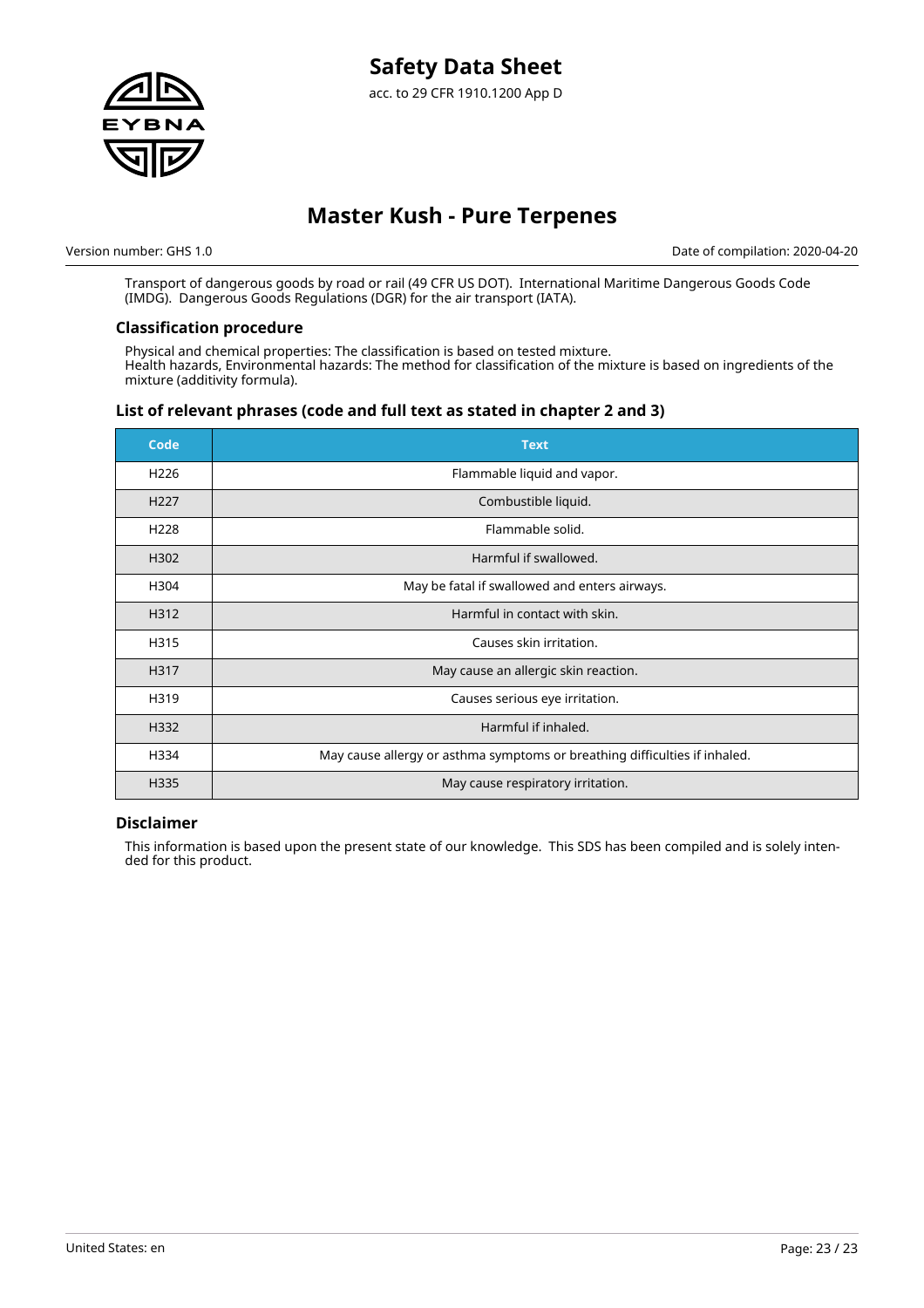Transport of dangerous goods by road or rail (49 CFR US DOT). International Maritime Dangerous Goods Code (IMDG). Dangerous Goods Regulations (DGR) for the air transport (IATA).

### Classification procedure

Physical and chemical properties: The classification is based on tested mixture.
Health hazards, Environmental hazards: The method for classification of the mixture is based on ingredients of the mixture (additivity formula).

### List of relevant phrases (code and full text as stated in chapter 2 and 3)

| Code | Text |
|---|---|
| H226 | Flammable liquid and vapor. |
| H227 | Combustible liquid. |
| H228 | Flammable solid. |
| H302 | Harmful if swallowed. |
| H304 | May be fatal if swallowed and enters airways. |
| H312 | Harmful in contact with skin. |
| H315 | Causes skin irritation. |
| H317 | May cause an allergic skin reaction. |
| H319 | Causes serious eye irritation. |
| H332 | Harmful if inhaled. |
| H334 | May cause allergy or asthma symptoms or breathing difficulties if inhaled. |
| H335 | May cause respiratory irritation. |

### Disclaimer

This information is based upon the present state of our knowledge. This SDS has been compiled and is solely intended for this product.